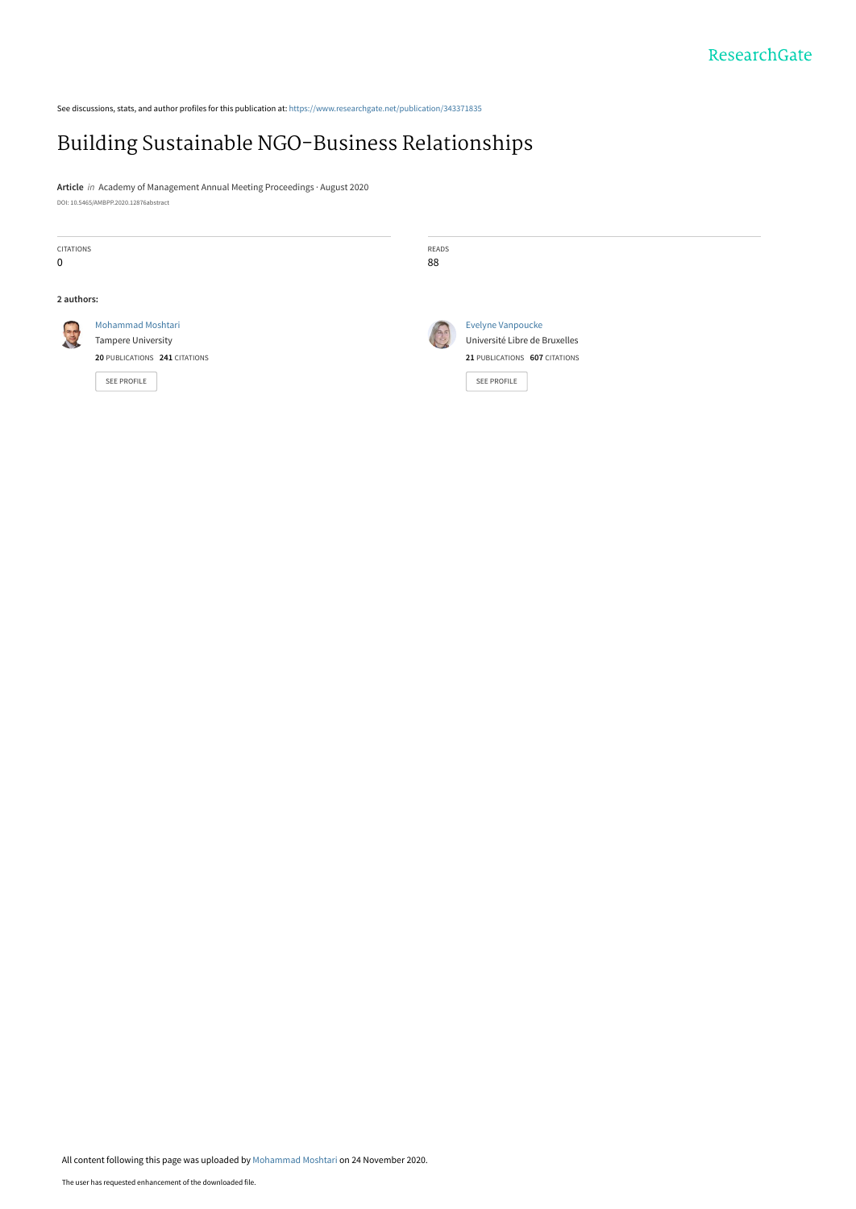See discussions, stats, and author profiles for this publication at: https://www.researchgate.net/publication/343371835

# Building Sustainable NGO-Business Relationships

**Article** *in* Academy of Management Annual Meeting Proceedings · August 2020

DOI: 10.5465/AMBPP.2020.12876abstract

CITATIONS
0

READS
88

**2 authors:**

Mohammad Moshtari
Tampere University
**20** PUBLICATIONS **241** CITATIONS

SEE PROFILE

Evelyne Vanpoucke
Université Libre de Bruxelles
**21** PUBLICATIONS **607** CITATIONS

SEE PROFILE

All content following this page was uploaded by Mohammad Moshtari on 24 November 2020.

The user has requested enhancement of the downloaded file.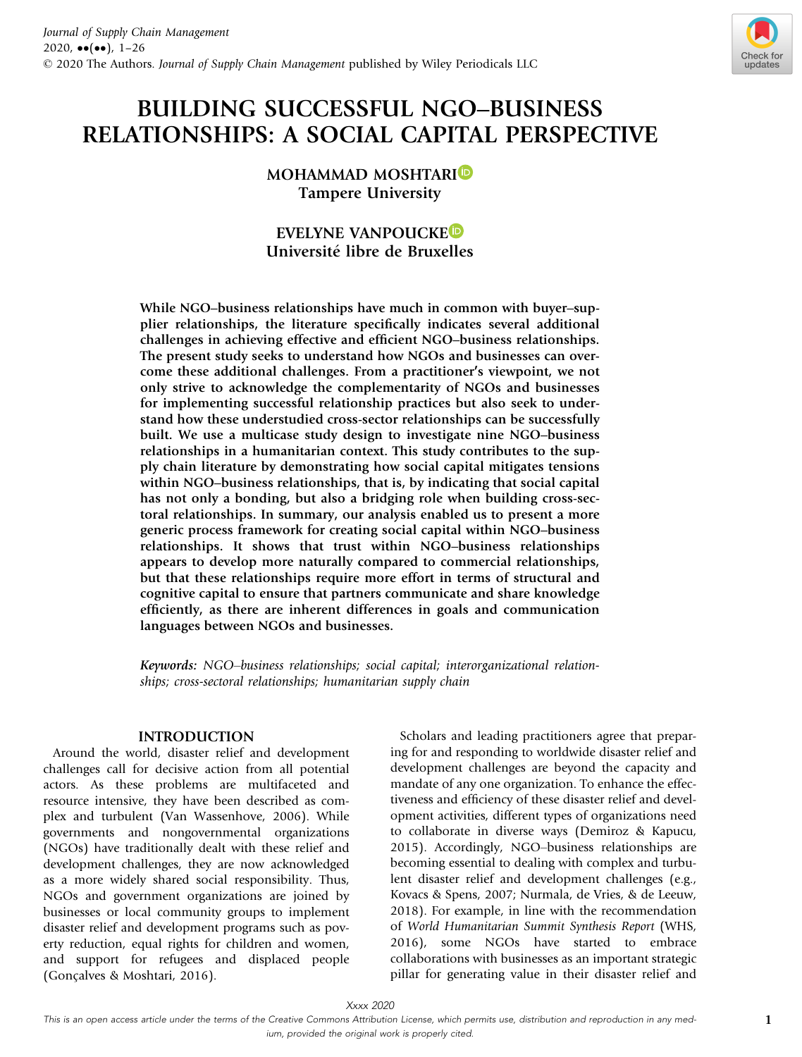# BUILDING SUCCESSFUL NGO–BUSINESS RELATIONSHIPS: A SOCIAL CAPITAL PERSPECTIVE

MOHAMMAD MOSHTARI
Tampere University

EVELYNE VANPOUCKE
Université libre de Bruxelles

**While NGO–business relationships have much in common with buyer–supplier relationships, the literature specifically indicates several additional challenges in achieving effective and efficient NGO–business relationships. The present study seeks to understand how NGOs and businesses can overcome these additional challenges. From a practitioner's viewpoint, we not only strive to acknowledge the complementarity of NGOs and businesses for implementing successful relationship practices but also seek to understand how these understudied cross-sector relationships can be successfully built. We use a multicase study design to investigate nine NGO–business relationships in a humanitarian context. This study contributes to the supply chain literature by demonstrating how social capital mitigates tensions within NGO–business relationships, that is, by indicating that social capital has not only a bonding, but also a bridging role when building cross-sectoral relationships. In summary, our analysis enabled us to present a more generic process framework for creating social capital within NGO–business relationships. It shows that trust within NGO–business relationships appears to develop more naturally compared to commercial relationships, but that these relationships require more effort in terms of structural and cognitive capital to ensure that partners communicate and share knowledge efficiently, as there are inherent differences in goals and communication languages between NGOs and businesses.**

***Keywords:*** *NGO–business relationships; social capital; interorganizational relationships; cross-sectoral relationships; humanitarian supply chain*

## INTRODUCTION

Around the world, disaster relief and development challenges call for decisive action from all potential actors. As these problems are multifaceted and resource intensive, they have been described as complex and turbulent (Van Wassenhove, 2006). While governments and nongovernmental organizations (NGOs) have traditionally dealt with these relief and development challenges, they are now acknowledged as a more widely shared social responsibility. Thus, NGOs and government organizations are joined by businesses or local community groups to implement disaster relief and development programs such as poverty reduction, equal rights for children and women, and support for refugees and displaced people (Gonçalves & Moshtari, 2016).

Scholars and leading practitioners agree that preparing for and responding to worldwide disaster relief and development challenges are beyond the capacity and mandate of any one organization. To enhance the effectiveness and efficiency of these disaster relief and development activities, different types of organizations need to collaborate in diverse ways (Demiroz & Kapucu, 2015). Accordingly, NGO–business relationships are becoming essential to dealing with complex and turbulent disaster relief and development challenges (e.g., Kovacs & Spens, 2007; Nurmala, de Vries, & de Leeuw, 2018). For example, in line with the recommendation of *World Humanitarian Summit Synthesis Report* (WHS, 2016), some NGOs have started to embrace collaborations with businesses as an important strategic pillar for generating value in their disaster relief and

*This is an open access article under the terms of the Creative Commons Attribution License, which permits use, distribution and reproduction in any medium, provided the original work is properly cited.*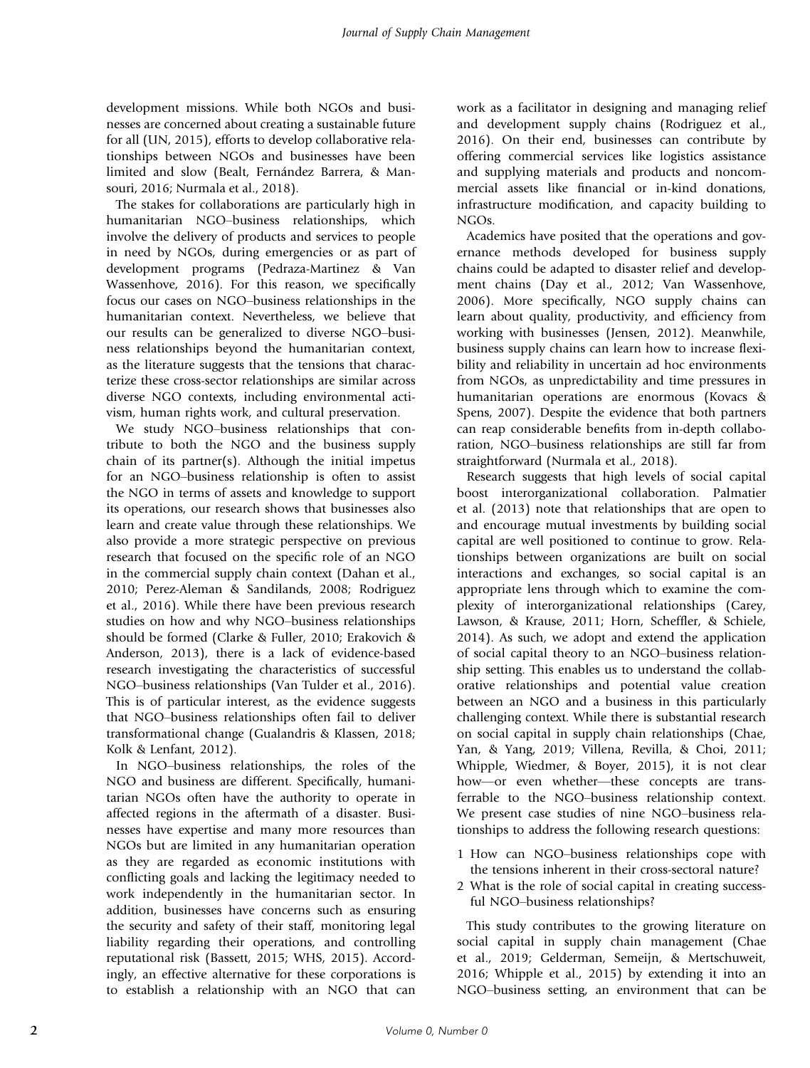development missions. While both NGOs and businesses are concerned about creating a sustainable future for all (UN, 2015), efforts to develop collaborative relationships between NGOs and businesses have been limited and slow (Bealt, Fernández Barrera, & Mansouri, 2016; Nurmala et al., 2018).

The stakes for collaborations are particularly high in humanitarian NGO–business relationships, which involve the delivery of products and services to people in need by NGOs, during emergencies or as part of development programs (Pedraza-Martinez & Van Wassenhove, 2016). For this reason, we specifically focus our cases on NGO–business relationships in the humanitarian context. Nevertheless, we believe that our results can be generalized to diverse NGO–business relationships beyond the humanitarian context, as the literature suggests that the tensions that characterize these cross-sector relationships are similar across diverse NGO contexts, including environmental activism, human rights work, and cultural preservation.

We study NGO–business relationships that contribute to both the NGO and the business supply chain of its partner(s). Although the initial impetus for an NGO–business relationship is often to assist the NGO in terms of assets and knowledge to support its operations, our research shows that businesses also learn and create value through these relationships. We also provide a more strategic perspective on previous research that focused on the specific role of an NGO in the commercial supply chain context (Dahan et al., 2010; Perez-Aleman & Sandilands, 2008; Rodriguez et al., 2016). While there have been previous research studies on how and why NGO–business relationships should be formed (Clarke & Fuller, 2010; Erakovich & Anderson, 2013), there is a lack of evidence-based research investigating the characteristics of successful NGO–business relationships (Van Tulder et al., 2016). This is of particular interest, as the evidence suggests that NGO–business relationships often fail to deliver transformational change (Gualandris & Klassen, 2018; Kolk & Lenfant, 2012).

In NGO–business relationships, the roles of the NGO and business are different. Specifically, humanitarian NGOs often have the authority to operate in affected regions in the aftermath of a disaster. Businesses have expertise and many more resources than NGOs but are limited in any humanitarian operation as they are regarded as economic institutions with conflicting goals and lacking the legitimacy needed to work independently in the humanitarian sector. In addition, businesses have concerns such as ensuring the security and safety of their staff, monitoring legal liability regarding their operations, and controlling reputational risk (Bassett, 2015; WHS, 2015). Accordingly, an effective alternative for these corporations is to establish a relationship with an NGO that can work as a facilitator in designing and managing relief and development supply chains (Rodriguez et al., 2016). On their end, businesses can contribute by offering commercial services like logistics assistance and supplying materials and products and noncommercial assets like financial or in-kind donations, infrastructure modification, and capacity building to NGOs.

Academics have posited that the operations and governance methods developed for business supply chains could be adapted to disaster relief and development chains (Day et al., 2012; Van Wassenhove, 2006). More specifically, NGO supply chains can learn about quality, productivity, and efficiency from working with businesses (Jensen, 2012). Meanwhile, business supply chains can learn how to increase flexibility and reliability in uncertain ad hoc environments from NGOs, as unpredictability and time pressures in humanitarian operations are enormous (Kovacs & Spens, 2007). Despite the evidence that both partners can reap considerable benefits from in-depth collaboration, NGO–business relationships are still far from straightforward (Nurmala et al., 2018).

Research suggests that high levels of social capital boost interorganizational collaboration. Palmatier et al. (2013) note that relationships that are open to and encourage mutual investments by building social capital are well positioned to continue to grow. Relationships between organizations are built on social interactions and exchanges, so social capital is an appropriate lens through which to examine the complexity of interorganizational relationships (Carey, Lawson, & Krause, 2011; Horn, Scheffler, & Schiele, 2014). As such, we adopt and extend the application of social capital theory to an NGO–business relationship setting. This enables us to understand the collaborative relationships and potential value creation between an NGO and a business in this particularly challenging context. While there is substantial research on social capital in supply chain relationships (Chae, Yan, & Yang, 2019; Villena, Revilla, & Choi, 2011; Whipple, Wiedmer, & Boyer, 2015), it is not clear how—or even whether—these concepts are transferrable to the NGO–business relationship context. We present case studies of nine NGO–business relationships to address the following research questions:

1 How can NGO–business relationships cope with the tensions inherent in their cross-sectoral nature?
2 What is the role of social capital in creating successful NGO–business relationships?

This study contributes to the growing literature on social capital in supply chain management (Chae et al., 2019; Gelderman, Semeijn, & Mertschuweit, 2016; Whipple et al., 2015) by extending it into an NGO–business setting, an environment that can be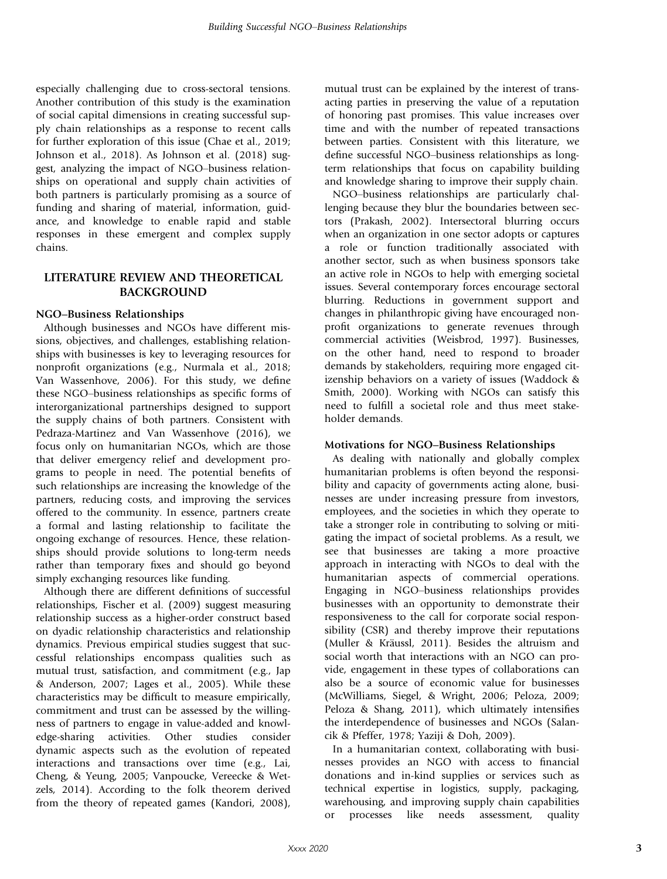especially challenging due to cross-sectoral tensions. Another contribution of this study is the examination of social capital dimensions in creating successful supply chain relationships as a response to recent calls for further exploration of this issue (Chae et al., 2019; Johnson et al., 2018). As Johnson et al. (2018) suggest, analyzing the impact of NGO–business relationships on operational and supply chain activities of both partners is particularly promising as a source of funding and sharing of material, information, guidance, and knowledge to enable rapid and stable responses in these emergent and complex supply chains.

## LITERATURE REVIEW AND THEORETICAL BACKGROUND

### NGO–Business Relationships

Although businesses and NGOs have different missions, objectives, and challenges, establishing relationships with businesses is key to leveraging resources for nonprofit organizations (e.g., Nurmala et al., 2018; Van Wassenhove, 2006). For this study, we define these NGO–business relationships as specific forms of interorganizational partnerships designed to support the supply chains of both partners. Consistent with Pedraza-Martinez and Van Wassenhove (2016), we focus only on humanitarian NGOs, which are those that deliver emergency relief and development programs to people in need. The potential benefits of such relationships are increasing the knowledge of the partners, reducing costs, and improving the services offered to the community. In essence, partners create a formal and lasting relationship to facilitate the ongoing exchange of resources. Hence, these relationships should provide solutions to long-term needs rather than temporary fixes and should go beyond simply exchanging resources like funding.

Although there are different definitions of successful relationships, Fischer et al. (2009) suggest measuring relationship success as a higher-order construct based on dyadic relationship characteristics and relationship dynamics. Previous empirical studies suggest that successful relationships encompass qualities such as mutual trust, satisfaction, and commitment (e.g., Jap & Anderson, 2007; Lages et al., 2005). While these characteristics may be difficult to measure empirically, commitment and trust can be assessed by the willingness of partners to engage in value-added and knowledge-sharing activities. Other studies consider dynamic aspects such as the evolution of repeated interactions and transactions over time (e.g., Lai, Cheng, & Yeung, 2005; Vanpoucke, Vereecke & Wetzels, 2014). According to the folk theorem derived from the theory of repeated games (Kandori, 2008), mutual trust can be explained by the interest of transacting parties in preserving the value of a reputation of honoring past promises. This value increases over time and with the number of repeated transactions between parties. Consistent with this literature, we define successful NGO–business relationships as long-term relationships that focus on capability building and knowledge sharing to improve their supply chain.

NGO–business relationships are particularly challenging because they blur the boundaries between sectors (Prakash, 2002). Intersectoral blurring occurs when an organization in one sector adopts or captures a role or function traditionally associated with another sector, such as when business sponsors take an active role in NGOs to help with emerging societal issues. Several contemporary forces encourage sectoral blurring. Reductions in government support and changes in philanthropic giving have encouraged nonprofit organizations to generate revenues through commercial activities (Weisbrod, 1997). Businesses, on the other hand, need to respond to broader demands by stakeholders, requiring more engaged citizenship behaviors on a variety of issues (Waddock & Smith, 2000). Working with NGOs can satisfy this need to fulfill a societal role and thus meet stakeholder demands.

### Motivations for NGO–Business Relationships

As dealing with nationally and globally complex humanitarian problems is often beyond the responsibility and capacity of governments acting alone, businesses are under increasing pressure from investors, employees, and the societies in which they operate to take a stronger role in contributing to solving or mitigating the impact of societal problems. As a result, we see that businesses are taking a more proactive approach in interacting with NGOs to deal with the humanitarian aspects of commercial operations. Engaging in NGO–business relationships provides businesses with an opportunity to demonstrate their responsiveness to the call for corporate social responsibility (CSR) and thereby improve their reputations (Muller & Kräussl, 2011). Besides the altruism and social worth that interactions with an NGO can provide, engagement in these types of collaborations can also be a source of economic value for businesses (McWilliams, Siegel, & Wright, 2006; Peloza, 2009; Peloza & Shang, 2011), which ultimately intensifies the interdependence of businesses and NGOs (Salancik & Pfeffer, 1978; Yaziji & Doh, 2009).

In a humanitarian context, collaborating with businesses provides an NGO with access to financial donations and in-kind supplies or services such as technical expertise in logistics, supply, packaging, warehousing, and improving supply chain capabilities or processes like needs assessment, quality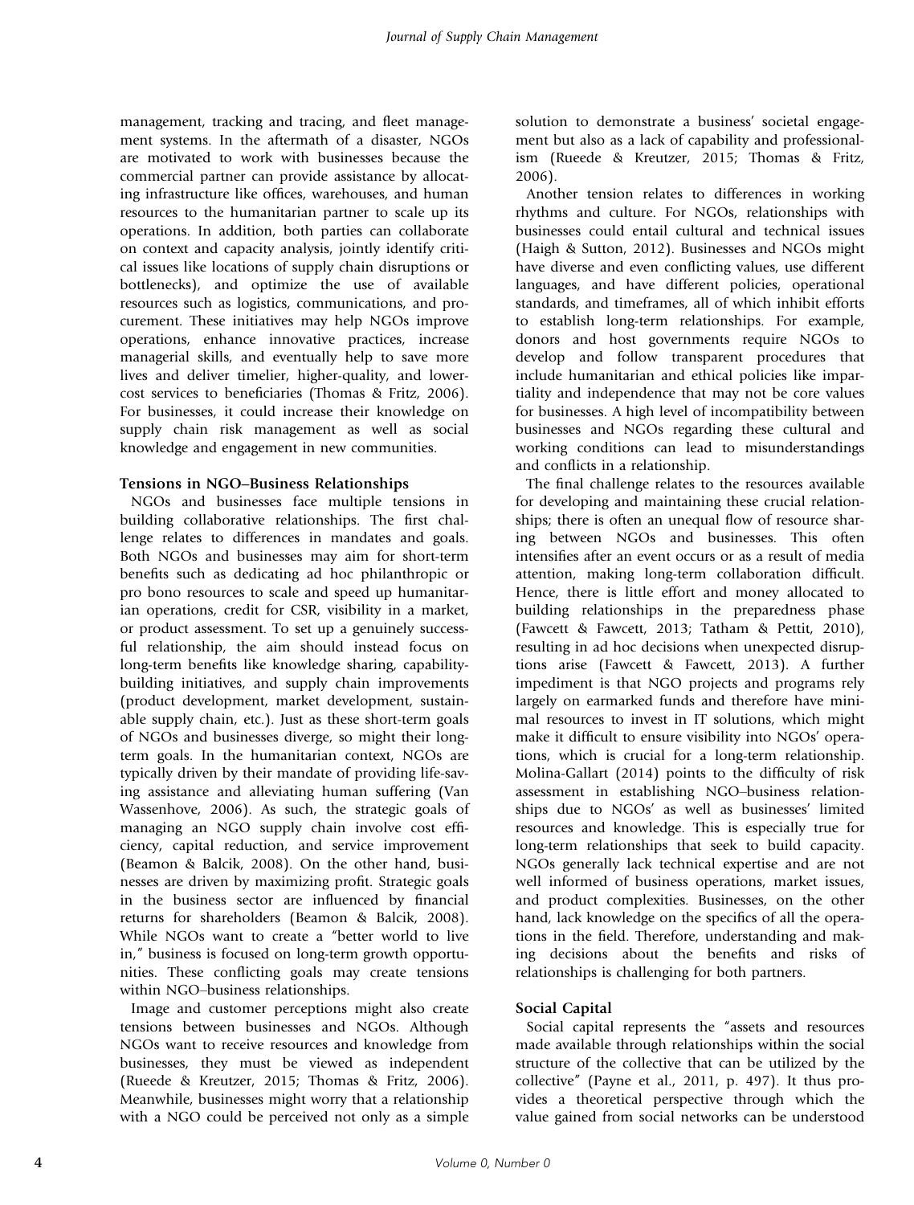management, tracking and tracing, and fleet management systems. In the aftermath of a disaster, NGOs are motivated to work with businesses because the commercial partner can provide assistance by allocating infrastructure like offices, warehouses, and human resources to the humanitarian partner to scale up its operations. In addition, both parties can collaborate on context and capacity analysis, jointly identify critical issues like locations of supply chain disruptions or bottlenecks), and optimize the use of available resources such as logistics, communications, and procurement. These initiatives may help NGOs improve operations, enhance innovative practices, increase managerial skills, and eventually help to save more lives and deliver timelier, higher-quality, and lower-cost services to beneficiaries (Thomas & Fritz, 2006). For businesses, it could increase their knowledge on supply chain risk management as well as social knowledge and engagement in new communities.

### Tensions in NGO–Business Relationships

NGOs and businesses face multiple tensions in building collaborative relationships. The first challenge relates to differences in mandates and goals. Both NGOs and businesses may aim for short-term benefits such as dedicating ad hoc philanthropic or pro bono resources to scale and speed up humanitarian operations, credit for CSR, visibility in a market, or product assessment. To set up a genuinely successful relationship, the aim should instead focus on long-term benefits like knowledge sharing, capability-building initiatives, and supply chain improvements (product development, market development, sustainable supply chain, etc.). Just as these short-term goals of NGOs and businesses diverge, so might their long-term goals. In the humanitarian context, NGOs are typically driven by their mandate of providing life-saving assistance and alleviating human suffering (Van Wassenhove, 2006). As such, the strategic goals of managing an NGO supply chain involve cost efficiency, capital reduction, and service improvement (Beamon & Balcik, 2008). On the other hand, businesses are driven by maximizing profit. Strategic goals in the business sector are influenced by financial returns for shareholders (Beamon & Balcik, 2008). While NGOs want to create a "better world to live in," business is focused on long-term growth opportunities. These conflicting goals may create tensions within NGO–business relationships.

Image and customer perceptions might also create tensions between businesses and NGOs. Although NGOs want to receive resources and knowledge from businesses, they must be viewed as independent (Rueede & Kreutzer, 2015; Thomas & Fritz, 2006). Meanwhile, businesses might worry that a relationship with a NGO could be perceived not only as a simple solution to demonstrate a business' societal engagement but also as a lack of capability and professionalism (Rueede & Kreutzer, 2015; Thomas & Fritz, 2006).

Another tension relates to differences in working rhythms and culture. For NGOs, relationships with businesses could entail cultural and technical issues (Haigh & Sutton, 2012). Businesses and NGOs might have diverse and even conflicting values, use different languages, and have different policies, operational standards, and timeframes, all of which inhibit efforts to establish long-term relationships. For example, donors and host governments require NGOs to develop and follow transparent procedures that include humanitarian and ethical policies like impartiality and independence that may not be core values for businesses. A high level of incompatibility between businesses and NGOs regarding these cultural and working conditions can lead to misunderstandings and conflicts in a relationship.

The final challenge relates to the resources available for developing and maintaining these crucial relationships; there is often an unequal flow of resource sharing between NGOs and businesses. This often intensifies after an event occurs or as a result of media attention, making long-term collaboration difficult. Hence, there is little effort and money allocated to building relationships in the preparedness phase (Fawcett & Fawcett, 2013; Tatham & Pettit, 2010), resulting in ad hoc decisions when unexpected disruptions arise (Fawcett & Fawcett, 2013). A further impediment is that NGO projects and programs rely largely on earmarked funds and therefore have minimal resources to invest in IT solutions, which might make it difficult to ensure visibility into NGOs' operations, which is crucial for a long-term relationship. Molina-Gallart (2014) points to the difficulty of risk assessment in establishing NGO–business relationships due to NGOs' as well as businesses' limited resources and knowledge. This is especially true for long-term relationships that seek to build capacity. NGOs generally lack technical expertise and are not well informed of business operations, market issues, and product complexities. Businesses, on the other hand, lack knowledge on the specifics of all the operations in the field. Therefore, understanding and making decisions about the benefits and risks of relationships is challenging for both partners.

### Social Capital

Social capital represents the "assets and resources made available through relationships within the social structure of the collective that can be utilized by the collective" (Payne et al., 2011, p. 497). It thus provides a theoretical perspective through which the value gained from social networks can be understood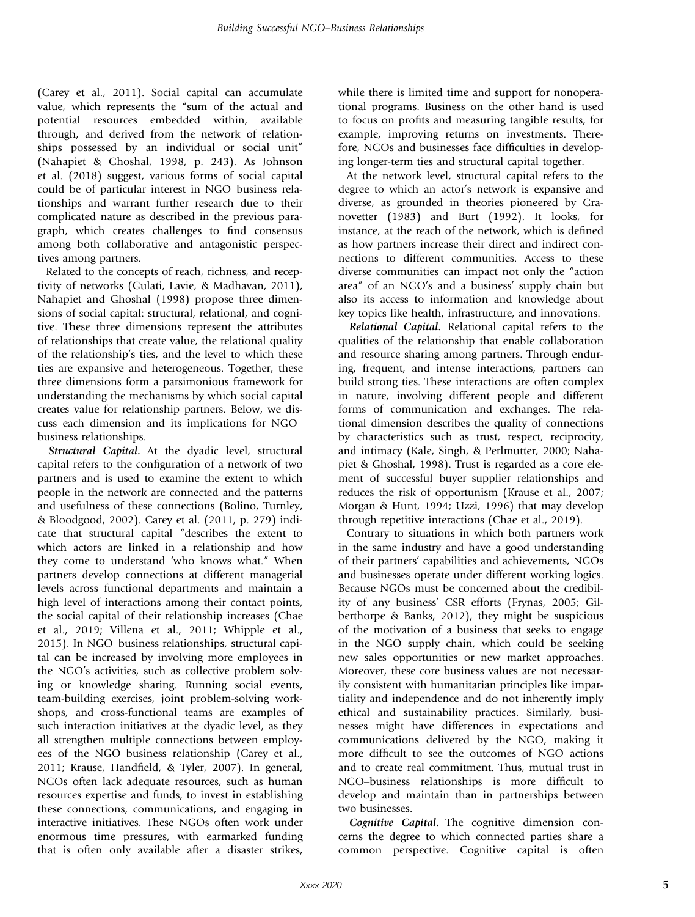(Carey et al., 2011). Social capital can accumulate value, which represents the "sum of the actual and potential resources embedded within, available through, and derived from the network of relationships possessed by an individual or social unit" (Nahapiet & Ghoshal, 1998, p. 243). As Johnson et al. (2018) suggest, various forms of social capital could be of particular interest in NGO–business relationships and warrant further research due to their complicated nature as described in the previous paragraph, which creates challenges to find consensus among both collaborative and antagonistic perspectives among partners.

Related to the concepts of reach, richness, and receptivity of networks (Gulati, Lavie, & Madhavan, 2011), Nahapiet and Ghoshal (1998) propose three dimensions of social capital: structural, relational, and cognitive. These three dimensions represent the attributes of relationships that create value, the relational quality of the relationship's ties, and the level to which these ties are expansive and heterogeneous. Together, these three dimensions form a parsimonious framework for understanding the mechanisms by which social capital creates value for relationship partners. Below, we discuss each dimension and its implications for NGO–business relationships.

***Structural Capital.*** At the dyadic level, structural capital refers to the configuration of a network of two partners and is used to examine the extent to which people in the network are connected and the patterns and usefulness of these connections (Bolino, Turnley, & Bloodgood, 2002). Carey et al. (2011, p. 279) indicate that structural capital "describes the extent to which actors are linked in a relationship and how they come to understand 'who knows what." When partners develop connections at different managerial levels across functional departments and maintain a high level of interactions among their contact points, the social capital of their relationship increases (Chae et al., 2019; Villena et al., 2011; Whipple et al., 2015). In NGO–business relationships, structural capital can be increased by involving more employees in the NGO's activities, such as collective problem solving or knowledge sharing. Running social events, team-building exercises, joint problem-solving workshops, and cross-functional teams are examples of such interaction initiatives at the dyadic level, as they all strengthen multiple connections between employees of the NGO–business relationship (Carey et al., 2011; Krause, Handfield, & Tyler, 2007). In general, NGOs often lack adequate resources, such as human resources expertise and funds, to invest in establishing these connections, communications, and engaging in interactive initiatives. These NGOs often work under enormous time pressures, with earmarked funding that is often only available after a disaster strikes, while there is limited time and support for nonoperational programs. Business on the other hand is used to focus on profits and measuring tangible results, for example, improving returns on investments. Therefore, NGOs and businesses face difficulties in developing longer-term ties and structural capital together.

At the network level, structural capital refers to the degree to which an actor's network is expansive and diverse, as grounded in theories pioneered by Granovetter (1983) and Burt (1992). It looks, for instance, at the reach of the network, which is defined as how partners increase their direct and indirect connections to different communities. Access to these diverse communities can impact not only the "action area" of an NGO's and a business' supply chain but also its access to information and knowledge about key topics like health, infrastructure, and innovations.

***Relational Capital.*** Relational capital refers to the qualities of the relationship that enable collaboration and resource sharing among partners. Through enduring, frequent, and intense interactions, partners can build strong ties. These interactions are often complex in nature, involving different people and different forms of communication and exchanges. The relational dimension describes the quality of connections by characteristics such as trust, respect, reciprocity, and intimacy (Kale, Singh, & Perlmutter, 2000; Nahapiet & Ghoshal, 1998). Trust is regarded as a core element of successful buyer–supplier relationships and reduces the risk of opportunism (Krause et al., 2007; Morgan & Hunt, 1994; Uzzi, 1996) that may develop through repetitive interactions (Chae et al., 2019).

Contrary to situations in which both partners work in the same industry and have a good understanding of their partners' capabilities and achievements, NGOs and businesses operate under different working logics. Because NGOs must be concerned about the credibility of any business' CSR efforts (Frynas, 2005; Gilberthorpe & Banks, 2012), they might be suspicious of the motivation of a business that seeks to engage in the NGO supply chain, which could be seeking new sales opportunities or new market approaches. Moreover, these core business values are not necessarily consistent with humanitarian principles like impartiality and independence and do not inherently imply ethical and sustainability practices. Similarly, businesses might have differences in expectations and communications delivered by the NGO, making it more difficult to see the outcomes of NGO actions and to create real commitment. Thus, mutual trust in NGO–business relationships is more difficult to develop and maintain than in partnerships between two businesses.

***Cognitive Capital.*** The cognitive dimension concerns the degree to which connected parties share a common perspective. Cognitive capital is often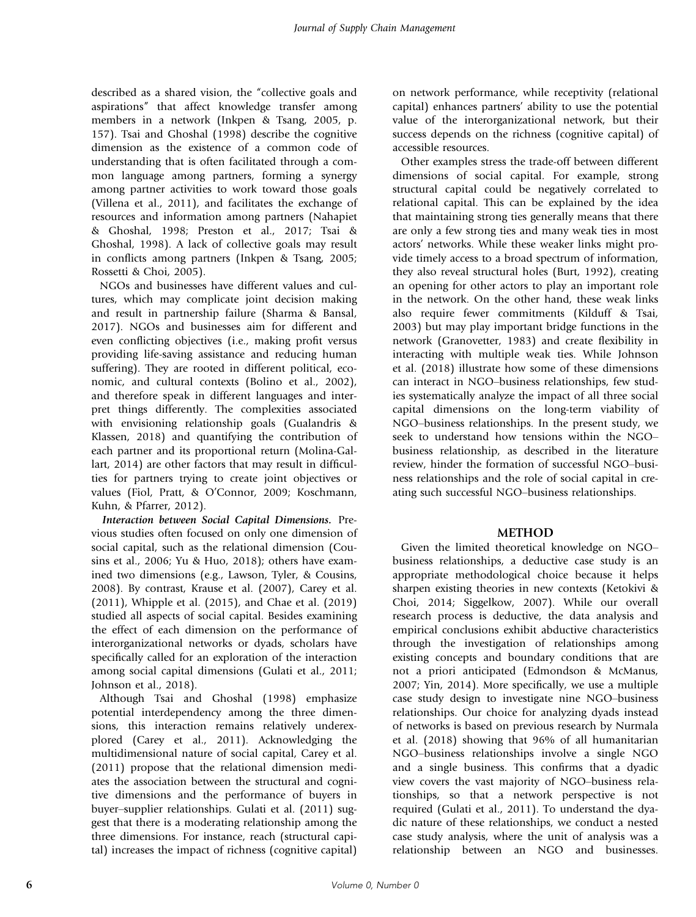described as a shared vision, the "collective goals and aspirations" that affect knowledge transfer among members in a network (Inkpen & Tsang, 2005, p. 157). Tsai and Ghoshal (1998) describe the cognitive dimension as the existence of a common code of understanding that is often facilitated through a common language among partners, forming a synergy among partner activities to work toward those goals (Villena et al., 2011), and facilitates the exchange of resources and information among partners (Nahapiet & Ghoshal, 1998; Preston et al., 2017; Tsai & Ghoshal, 1998). A lack of collective goals may result in conflicts among partners (Inkpen & Tsang, 2005; Rossetti & Choi, 2005).

NGOs and businesses have different values and cultures, which may complicate joint decision making and result in partnership failure (Sharma & Bansal, 2017). NGOs and businesses aim for different and even conflicting objectives (i.e., making profit versus providing life-saving assistance and reducing human suffering). They are rooted in different political, economic, and cultural contexts (Bolino et al., 2002), and therefore speak in different languages and interpret things differently. The complexities associated with envisioning relationship goals (Gualandris & Klassen, 2018) and quantifying the contribution of each partner and its proportional return (Molina-Gallart, 2014) are other factors that may result in difficulties for partners trying to create joint objectives or values (Fiol, Pratt, & O'Connor, 2009; Koschmann, Kuhn, & Pfarrer, 2012).

***Interaction between Social Capital Dimensions.*** Previous studies often focused on only one dimension of social capital, such as the relational dimension (Cousins et al., 2006; Yu & Huo, 2018); others have examined two dimensions (e.g., Lawson, Tyler, & Cousins, 2008). By contrast, Krause et al. (2007), Carey et al. (2011), Whipple et al. (2015), and Chae et al. (2019) studied all aspects of social capital. Besides examining the effect of each dimension on the performance of interorganizational networks or dyads, scholars have specifically called for an exploration of the interaction among social capital dimensions (Gulati et al., 2011; Johnson et al., 2018).

Although Tsai and Ghoshal (1998) emphasize potential interdependency among the three dimensions, this interaction remains relatively underexplored (Carey et al., 2011). Acknowledging the multidimensional nature of social capital, Carey et al. (2011) propose that the relational dimension mediates the association between the structural and cognitive dimensions and the performance of buyers in buyer–supplier relationships. Gulati et al. (2011) suggest that there is a moderating relationship among the three dimensions. For instance, reach (structural capital) increases the impact of richness (cognitive capital) on network performance, while receptivity (relational capital) enhances partners' ability to use the potential value of the interorganizational network, but their success depends on the richness (cognitive capital) of accessible resources.

Other examples stress the trade-off between different dimensions of social capital. For example, strong structural capital could be negatively correlated to relational capital. This can be explained by the idea that maintaining strong ties generally means that there are only a few strong ties and many weak ties in most actors' networks. While these weaker links might provide timely access to a broad spectrum of information, they also reveal structural holes (Burt, 1992), creating an opening for other actors to play an important role in the network. On the other hand, these weak links also require fewer commitments (Kilduff & Tsai, 2003) but may play important bridge functions in the network (Granovetter, 1983) and create flexibility in interacting with multiple weak ties. While Johnson et al. (2018) illustrate how some of these dimensions can interact in NGO–business relationships, few studies systematically analyze the impact of all three social capital dimensions on the long-term viability of NGO–business relationships. In the present study, we seek to understand how tensions within the NGO–business relationship, as described in the literature review, hinder the formation of successful NGO–business relationships and the role of social capital in creating such successful NGO–business relationships.

## METHOD

Given the limited theoretical knowledge on NGO–business relationships, a deductive case study is an appropriate methodological choice because it helps sharpen existing theories in new contexts (Ketokivi & Choi, 2014; Siggelkow, 2007). While our overall research process is deductive, the data analysis and empirical conclusions exhibit abductive characteristics through the investigation of relationships among existing concepts and boundary conditions that are not a priori anticipated (Edmondson & McManus, 2007; Yin, 2014). More specifically, we use a multiple case study design to investigate nine NGO–business relationships. Our choice for analyzing dyads instead of networks is based on previous research by Nurmala et al. (2018) showing that 96% of all humanitarian NGO–business relationships involve a single NGO and a single business. This confirms that a dyadic view covers the vast majority of NGO–business relationships, so that a network perspective is not required (Gulati et al., 2011). To understand the dyadic nature of these relationships, we conduct a nested case study analysis, where the unit of analysis was a relationship between an NGO and businesses.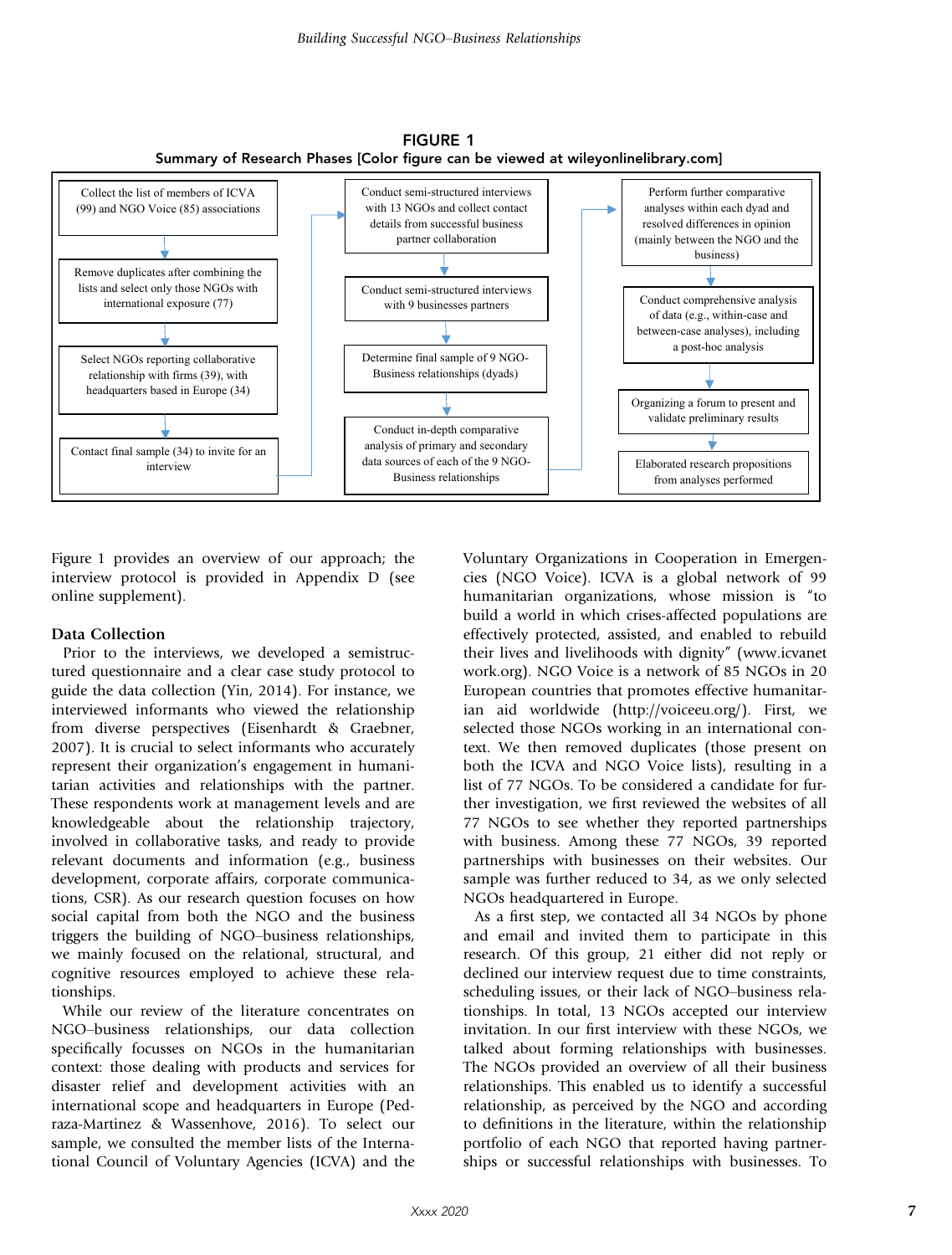**FIGURE 1**
**Summary of Research Phases [Color figure can be viewed at wileyonlinelibrary.com]**

- Collect the list of members of ICVA (99) and NGO Voice (85) associations
- Remove duplicates after combining the lists and select only those NGOs with international exposure (77)
- Select NGOs reporting collaborative relationship with firms (39), with headquarters based in Europe (34)
- Contact final sample (34) to invite for an interview
- Conduct semi-structured interviews with 13 NGOs and collect contact details from successful business partner collaboration
- Conduct semi-structured interviews with 9 businesses partners
- Determine final sample of 9 NGO-Business relationships (dyads)
- Conduct in-depth comparative analysis of primary and secondary data sources of each of the 9 NGO-Business relationships
- Perform further comparative analyses within each dyad and resolved differences in opinion (mainly between the NGO and the business)
- Conduct comprehensive analysis of data (e.g., within-case and between-case analyses), including a post-hoc analysis
- Organizing a forum to present and validate preliminary results
- Elaborated research propositions from analyses performed

Figure 1 provides an overview of our approach; the interview protocol is provided in Appendix D (see online supplement).

### Data Collection

Prior to the interviews, we developed a semistructured questionnaire and a clear case study protocol to guide the data collection (Yin, 2014). For instance, we interviewed informants who viewed the relationship from diverse perspectives (Eisenhardt & Graebner, 2007). It is crucial to select informants who accurately represent their organization's engagement in humanitarian activities and relationships with the partner. These respondents work at management levels and are knowledgeable about the relationship trajectory, involved in collaborative tasks, and ready to provide relevant documents and information (e.g., business development, corporate affairs, corporate communications, CSR). As our research question focuses on how social capital from both the NGO and the business triggers the building of NGO–business relationships, we mainly focused on the relational, structural, and cognitive resources employed to achieve these relationships.

While our review of the literature concentrates on NGO–business relationships, our data collection specifically focusses on NGOs in the humanitarian context: those dealing with products and services for disaster relief and development activities with an international scope and headquarters in Europe (Pedraza-Martinez & Wassenhove, 2016). To select our sample, we consulted the member lists of the International Council of Voluntary Agencies (ICVA) and the Voluntary Organizations in Cooperation in Emergencies (NGO Voice). ICVA is a global network of 99 humanitarian organizations, whose mission is "to build a world in which crises-affected populations are effectively protected, assisted, and enabled to rebuild their lives and livelihoods with dignity" (www.icvanetwork.org). NGO Voice is a network of 85 NGOs in 20 European countries that promotes effective humanitarian aid worldwide (http://voiceeu.org/). First, we selected those NGOs working in an international context. We then removed duplicates (those present on both the ICVA and NGO Voice lists), resulting in a list of 77 NGOs. To be considered a candidate for further investigation, we first reviewed the websites of all 77 NGOs to see whether they reported partnerships with business. Among these 77 NGOs, 39 reported partnerships with businesses on their websites. Our sample was further reduced to 34, as we only selected NGOs headquartered in Europe.

As a first step, we contacted all 34 NGOs by phone and email and invited them to participate in this research. Of this group, 21 either did not reply or declined our interview request due to time constraints, scheduling issues, or their lack of NGO–business relationships. In total, 13 NGOs accepted our interview invitation. In our first interview with these NGOs, we talked about forming relationships with businesses. The NGOs provided an overview of all their business relationships. This enabled us to identify a successful relationship, as perceived by the NGO and according to definitions in the literature, within the relationship portfolio of each NGO that reported having partnerships or successful relationships with businesses. To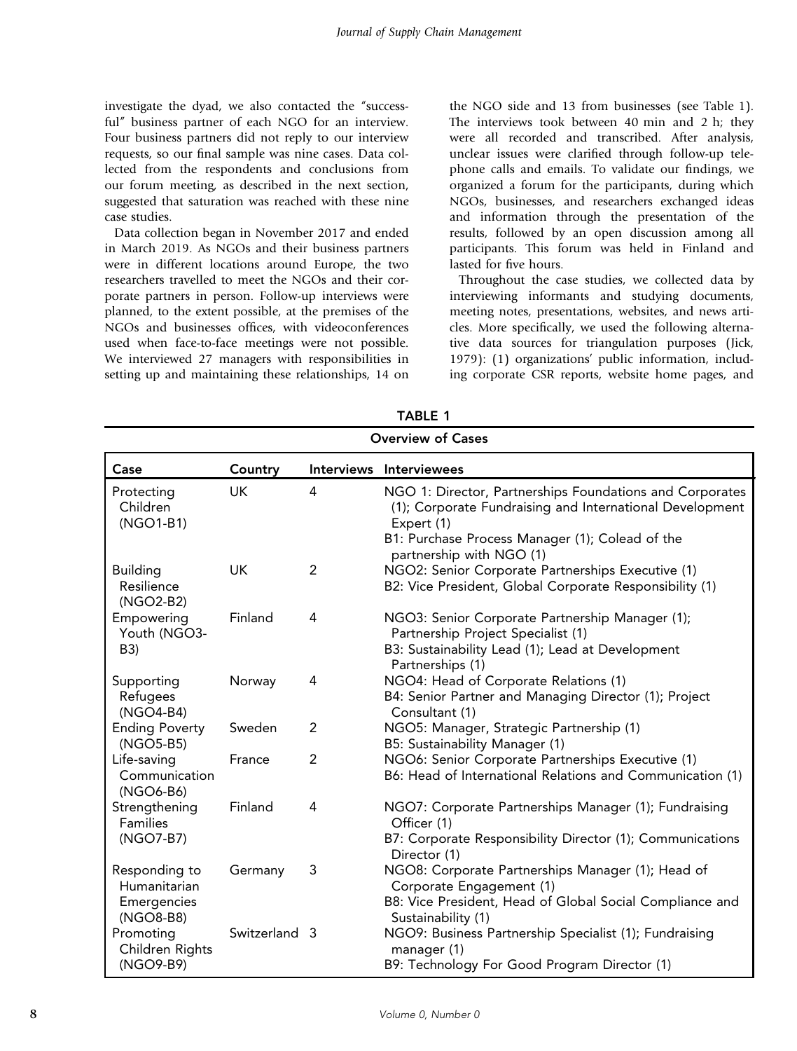investigate the dyad, we also contacted the "successful" business partner of each NGO for an interview. Four business partners did not reply to our interview requests, so our final sample was nine cases. Data collected from the respondents and conclusions from our forum meeting, as described in the next section, suggested that saturation was reached with these nine case studies.

Data collection began in November 2017 and ended in March 2019. As NGOs and their business partners were in different locations around Europe, the two researchers travelled to meet the NGOs and their corporate partners in person. Follow-up interviews were planned, to the extent possible, at the premises of the NGOs and businesses offices, with videoconferences used when face-to-face meetings were not possible. We interviewed 27 managers with responsibilities in setting up and maintaining these relationships, 14 on the NGO side and 13 from businesses (see Table 1). The interviews took between 40 min and 2 h; they were all recorded and transcribed. After analysis, unclear issues were clarified through follow-up telephone calls and emails. To validate our findings, we organized a forum for the participants, during which NGOs, businesses, and researchers exchanged ideas and information through the presentation of the results, followed by an open discussion among all participants. This forum was held in Finland and lasted for five hours.

Throughout the case studies, we collected data by interviewing informants and studying documents, meeting notes, presentations, websites, and news articles. More specifically, we used the following alternative data sources for triangulation purposes (Jick, 1979): (1) organizations' public information, including corporate CSR reports, website home pages, and

**TABLE 1**
**Overview of Cases**

| Case | Country | Interviews | Interviewees |
|---|---|---|---|
| Protecting Children (NGO1-B1) | UK | 4 | NGO 1: Director, Partnerships Foundations and Corporates (1); Corporate Fundraising and International Development Expert (1)<br>B1: Purchase Process Manager (1); Colead of the partnership with NGO (1) |
| Building Resilience (NGO2-B2) | UK | 2 | NGO2: Senior Corporate Partnerships Executive (1)<br>B2: Vice President, Global Corporate Responsibility (1) |
| Empowering Youth (NGO3-B3) | Finland | 4 | NGO3: Senior Corporate Partnership Manager (1); Partnership Project Specialist (1)<br>B3: Sustainability Lead (1); Lead at Development Partnerships (1) |
| Supporting Refugees (NGO4-B4) | Norway | 4 | NGO4: Head of Corporate Relations (1)<br>B4: Senior Partner and Managing Director (1); Project Consultant (1) |
| Ending Poverty (NGO5-B5) | Sweden | 2 | NGO5: Manager, Strategic Partnership (1)<br>B5: Sustainability Manager (1) |
| Life-saving Communication (NGO6-B6) | France | 2 | NGO6: Senior Corporate Partnerships Executive (1)<br>B6: Head of International Relations and Communication (1) |
| Strengthening Families (NGO7-B7) | Finland | 4 | NGO7: Corporate Partnerships Manager (1); Fundraising Officer (1)<br>B7: Corporate Responsibility Director (1); Communications Director (1) |
| Responding to Humanitarian Emergencies (NGO8-B8) | Germany | 3 | NGO8: Corporate Partnerships Manager (1); Head of Corporate Engagement (1)<br>B8: Vice President, Head of Global Social Compliance and Sustainability (1) |
| Promoting Children Rights (NGO9-B9) | Switzerland | 3 | NGO9: Business Partnership Specialist (1); Fundraising manager (1)<br>B9: Technology For Good Program Director (1) |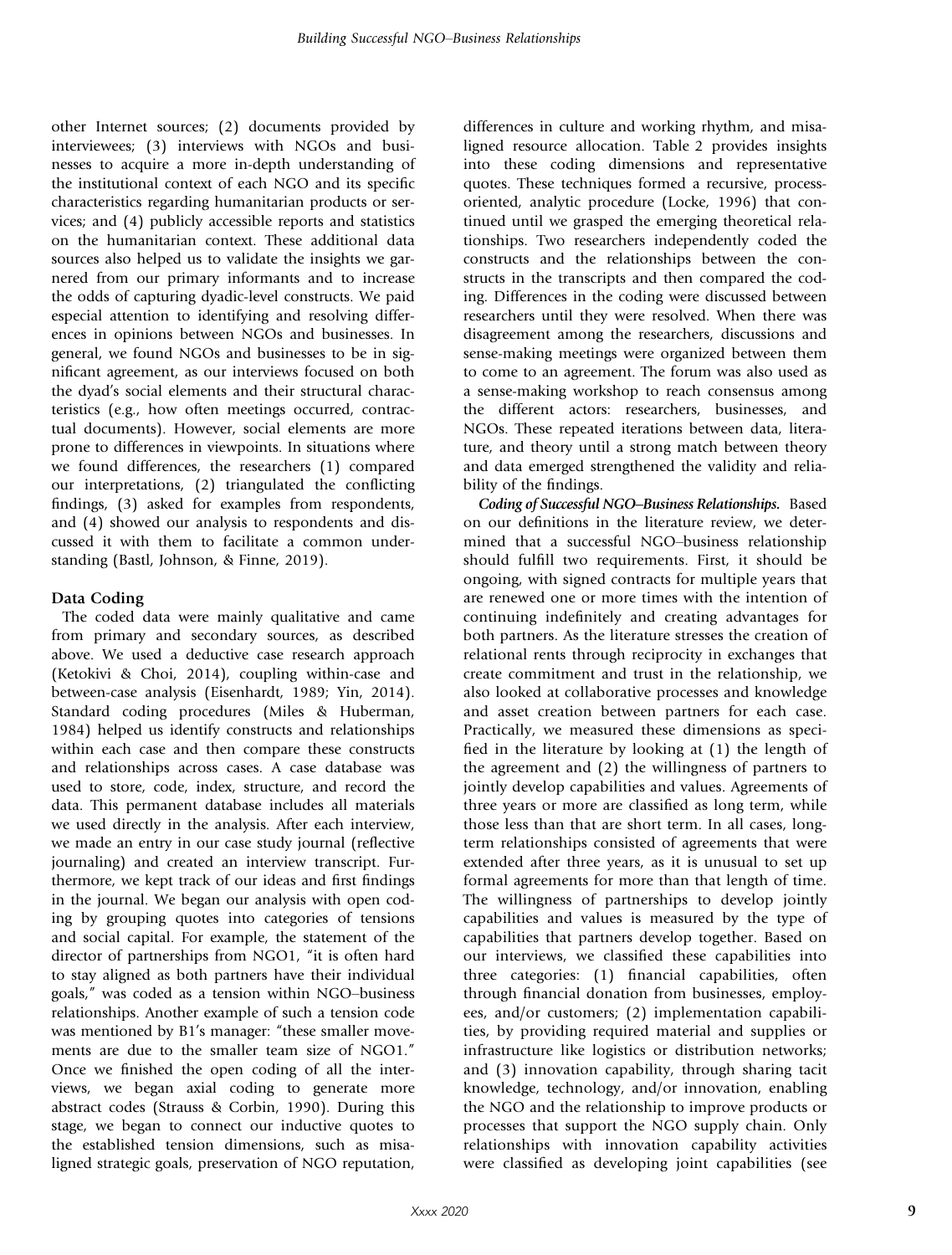other Internet sources; (2) documents provided by interviewees; (3) interviews with NGOs and businesses to acquire a more in-depth understanding of the institutional context of each NGO and its specific characteristics regarding humanitarian products or services; and (4) publicly accessible reports and statistics on the humanitarian context. These additional data sources also helped us to validate the insights we garnered from our primary informants and to increase the odds of capturing dyadic-level constructs. We paid especial attention to identifying and resolving differences in opinions between NGOs and businesses. In general, we found NGOs and businesses to be in significant agreement, as our interviews focused on both the dyad's social elements and their structural characteristics (e.g., how often meetings occurred, contractual documents). However, social elements are more prone to differences in viewpoints. In situations where we found differences, the researchers (1) compared our interpretations, (2) triangulated the conflicting findings, (3) asked for examples from respondents, and (4) showed our analysis to respondents and discussed it with them to facilitate a common understanding (Bastl, Johnson, & Finne, 2019).

### Data Coding

The coded data were mainly qualitative and came from primary and secondary sources, as described above. We used a deductive case research approach (Ketokivi & Choi, 2014), coupling within-case and between-case analysis (Eisenhardt, 1989; Yin, 2014). Standard coding procedures (Miles & Huberman, 1984) helped us identify constructs and relationships within each case and then compare these constructs and relationships across cases. A case database was used to store, code, index, structure, and record the data. This permanent database includes all materials we used directly in the analysis. After each interview, we made an entry in our case study journal (reflective journaling) and created an interview transcript. Furthermore, we kept track of our ideas and first findings in the journal. We began our analysis with open coding by grouping quotes into categories of tensions and social capital. For example, the statement of the director of partnerships from NGO1, "it is often hard to stay aligned as both partners have their individual goals," was coded as a tension within NGO–business relationships. Another example of such a tension code was mentioned by B1's manager: "these smaller movements are due to the smaller team size of NGO1." Once we finished the open coding of all the interviews, we began axial coding to generate more abstract codes (Strauss & Corbin, 1990). During this stage, we began to connect our inductive quotes to the established tension dimensions, such as misaligned strategic goals, preservation of NGO reputation, differences in culture and working rhythm, and misaligned resource allocation. Table 2 provides insights into these coding dimensions and representative quotes. These techniques formed a recursive, process-oriented, analytic procedure (Locke, 1996) that continued until we grasped the emerging theoretical relationships. Two researchers independently coded the constructs and the relationships between the constructs in the transcripts and then compared the coding. Differences in the coding were discussed between researchers until they were resolved. When there was disagreement among the researchers, discussions and sense-making meetings were organized between them to come to an agreement. The forum was also used as a sense-making workshop to reach consensus among the different actors: researchers, businesses, and NGOs. These repeated iterations between data, literature, and theory until a strong match between theory and data emerged strengthened the validity and reliability of the findings.

***Coding of Successful NGO–Business Relationships.*** Based on our definitions in the literature review, we determined that a successful NGO–business relationship should fulfill two requirements. First, it should be ongoing, with signed contracts for multiple years that are renewed one or more times with the intention of continuing indefinitely and creating advantages for both partners. As the literature stresses the creation of relational rents through reciprocity in exchanges that create commitment and trust in the relationship, we also looked at collaborative processes and knowledge and asset creation between partners for each case. Practically, we measured these dimensions as specified in the literature by looking at (1) the length of the agreement and (2) the willingness of partners to jointly develop capabilities and values. Agreements of three years or more are classified as long term, while those less than that are short term. In all cases, long-term relationships consisted of agreements that were extended after three years, as it is unusual to set up formal agreements for more than that length of time. The willingness of partnerships to develop jointly capabilities and values is measured by the type of capabilities that partners develop together. Based on our interviews, we classified these capabilities into three categories: (1) financial capabilities, often through financial donation from businesses, employees, and/or customers; (2) implementation capabilities, by providing required material and supplies or infrastructure like logistics or distribution networks; and (3) innovation capability, through sharing tacit knowledge, technology, and/or innovation, enabling the NGO and the relationship to improve products or processes that support the NGO supply chain. Only relationships with innovation capability activities were classified as developing joint capabilities (see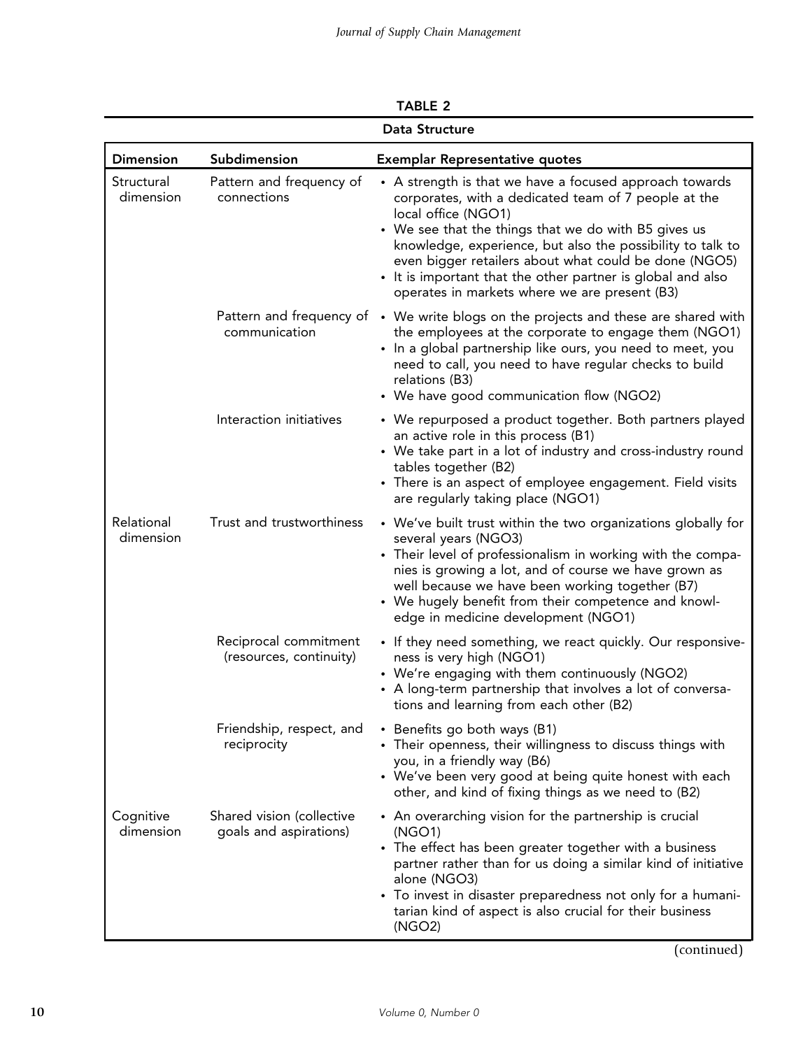**TABLE 2**

**Data Structure**

| Dimension | Subdimension | Exemplar Representative quotes |
|---|---|---|
| Structural dimension | Pattern and frequency of connections | • A strength is that we have a focused approach towards corporates, with a dedicated team of 7 people at the local office (NGO1)<br>• We see that the things that we do with B5 gives us knowledge, experience, but also the possibility to talk to even bigger retailers about what could be done (NGO5)<br>• It is important that the other partner is global and also operates in markets where we are present (B3) |
| | Pattern and frequency of communication | • We write blogs on the projects and these are shared with the employees at the corporate to engage them (NGO1)<br>• In a global partnership like ours, you need to meet, you need to call, you need to have regular checks to build relations (B3)<br>• We have good communication flow (NGO2) |
| | Interaction initiatives | • We repurposed a product together. Both partners played an active role in this process (B1)<br>• We take part in a lot of industry and cross-industry round tables together (B2)<br>• There is an aspect of employee engagement. Field visits are regularly taking place (NGO1) |
| Relational dimension | Trust and trustworthiness | • We've built trust within the two organizations globally for several years (NGO3)<br>• Their level of professionalism in working with the companies is growing a lot, and of course we have grown as well because we have been working together (B7)<br>• We hugely benefit from their competence and knowledge in medicine development (NGO1) |
| | Reciprocal commitment (resources, continuity) | • If they need something, we react quickly. Our responsiveness is very high (NGO1)<br>• We're engaging with them continuously (NGO2)<br>• A long-term partnership that involves a lot of conversations and learning from each other (B2) |
| | Friendship, respect, and reciprocity | • Benefits go both ways (B1)<br>• Their openness, their willingness to discuss things with you, in a friendly way (B6)<br>• We've been very good at being quite honest with each other, and kind of fixing things as we need to (B2) |
| Cognitive dimension | Shared vision (collective goals and aspirations) | • An overarching vision for the partnership is crucial (NGO1)<br>• The effect has been greater together with a business partner rather than for us doing a similar kind of initiative alone (NGO3)<br>• To invest in disaster preparedness not only for a humanitarian kind of aspect is also crucial for their business (NGO2) |

(continued)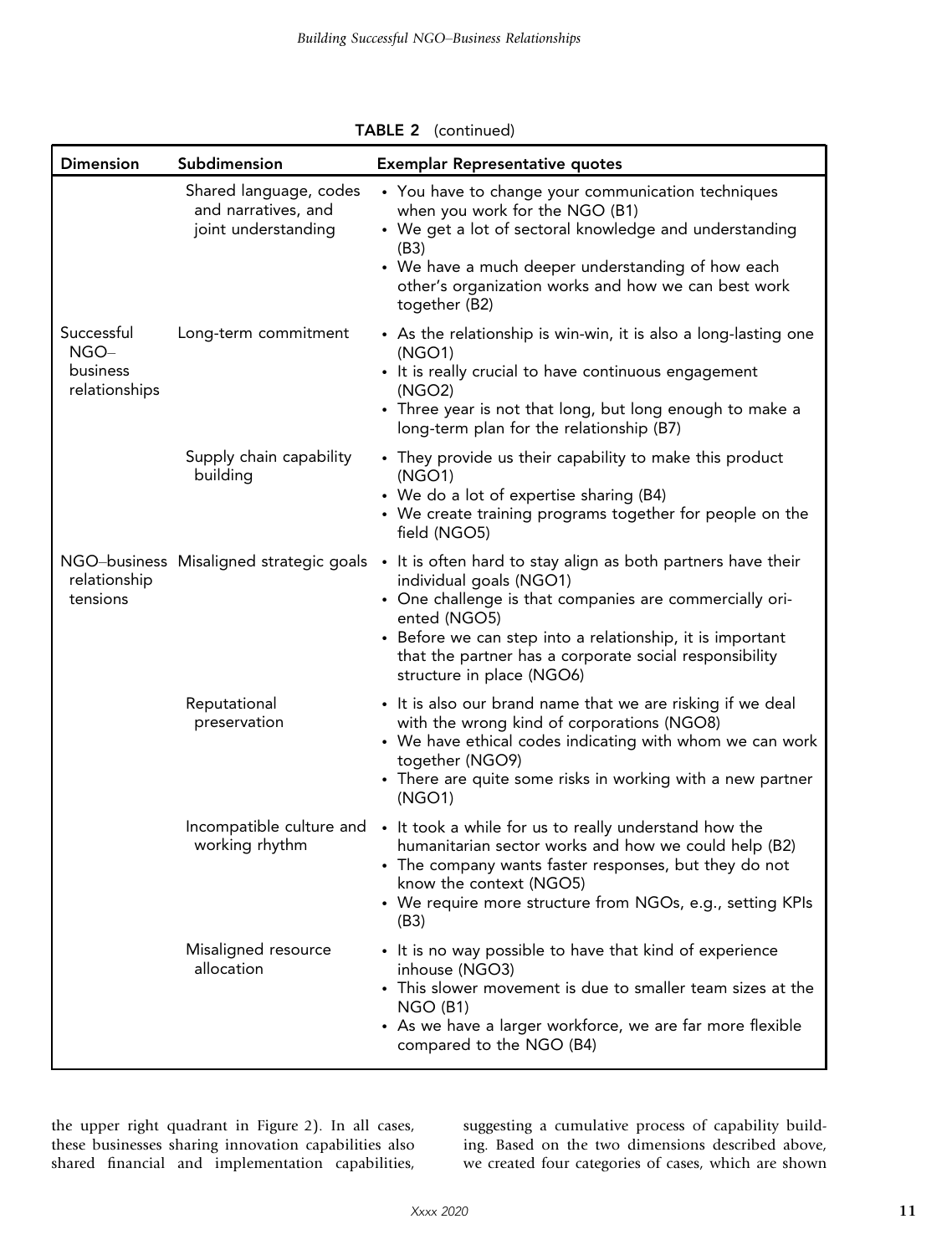TABLE 2 (continued)

| Dimension | Subdimension | Exemplar Representative quotes |
|---|---|---|
| | Shared language, codes and narratives, and joint understanding | • You have to change your communication techniques when you work for the NGO (B1)<br>• We get a lot of sectoral knowledge and understanding (B3)<br>• We have a much deeper understanding of how each other's organization works and how we can best work together (B2) |
| Successful NGO–business relationships | Long-term commitment | • As the relationship is win-win, it is also a long-lasting one (NGO1)<br>• It is really crucial to have continuous engagement (NGO2)<br>• Three year is not that long, but long enough to make a long-term plan for the relationship (B7) |
| | Supply chain capability building | • They provide us their capability to make this product (NGO1)<br>• We do a lot of expertise sharing (B4)<br>• We create training programs together for people on the field (NGO5) |
| NGO–business relationship tensions | Misaligned strategic goals | • It is often hard to stay align as both partners have their individual goals (NGO1)<br>• One challenge is that companies are commercially oriented (NGO5)<br>• Before we can step into a relationship, it is important that the partner has a corporate social responsibility structure in place (NGO6) |
| | Reputational preservation | • It is also our brand name that we are risking if we deal with the wrong kind of corporations (NGO8)<br>• We have ethical codes indicating with whom we can work together (NGO9)<br>• There are quite some risks in working with a new partner (NGO1) |
| | Incompatible culture and working rhythm | • It took a while for us to really understand how the humanitarian sector works and how we could help (B2)<br>• The company wants faster responses, but they do not know the context (NGO5)<br>• We require more structure from NGOs, e.g., setting KPIs (B3) |
| | Misaligned resource allocation | • It is no way possible to have that kind of experience inhouse (NGO3)<br>• This slower movement is due to smaller team sizes at the NGO (B1)<br>• As we have a larger workforce, we are far more flexible compared to the NGO (B4) |

the upper right quadrant in Figure 2). In all cases, these businesses sharing innovation capabilities also shared financial and implementation capabilities, suggesting a cumulative process of capability building. Based on the two dimensions described above, we created four categories of cases, which are shown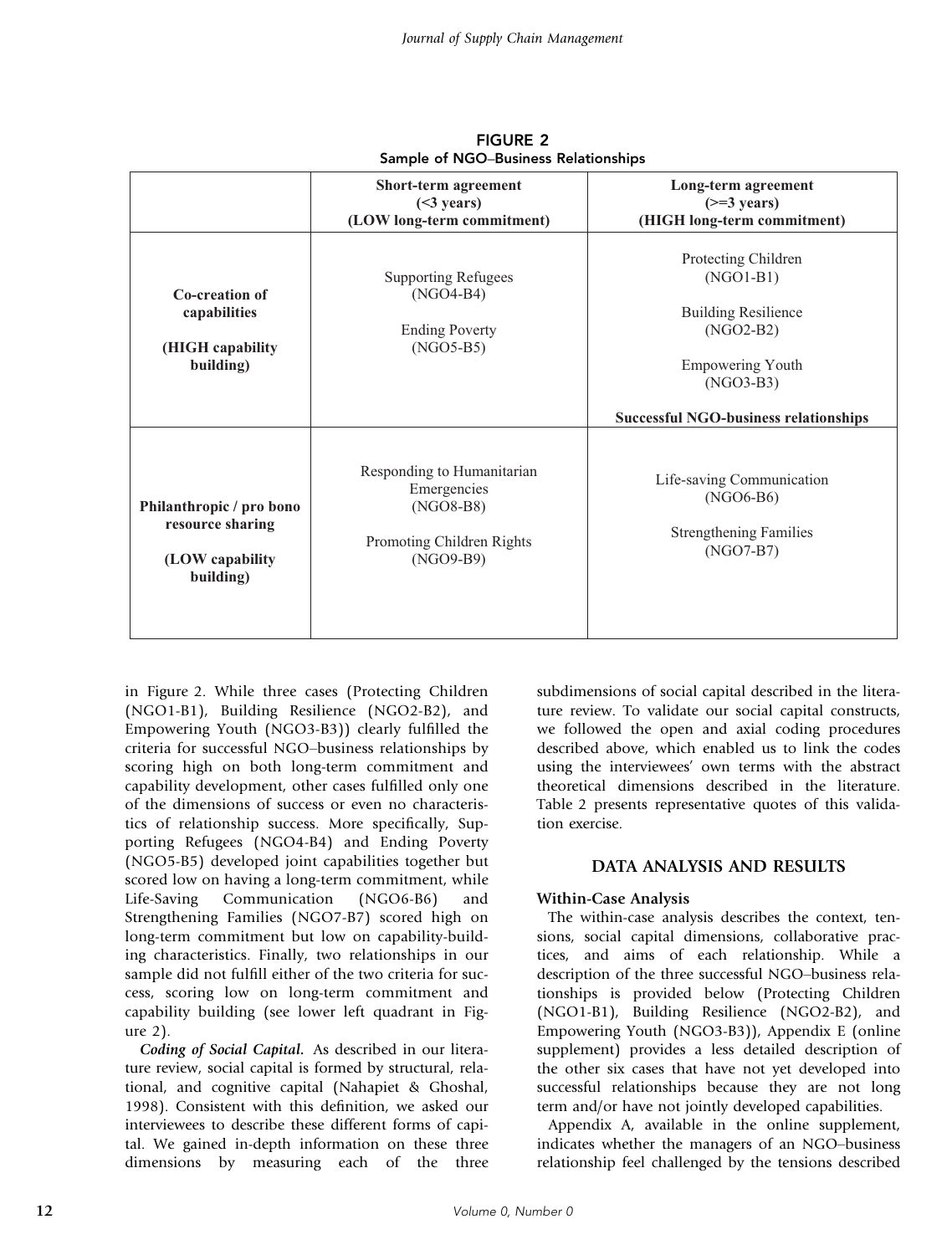FIGURE 2
Sample of NGO–Business Relationships

| | Short-term agreement (<3 years) (LOW long-term commitment) | Long-term agreement (>=3 years) (HIGH long-term commitment) |
|---|---|---|
| **Co-creation of capabilities (HIGH capability building)** | Supporting Refugees (NGO4-B4)<br><br>Ending Poverty (NGO5-B5) | Protecting Children (NGO1-B1)<br><br>Building Resilience (NGO2-B2)<br><br>Empowering Youth (NGO3-B3)<br><br>**Successful NGO-business relationships** |
| **Philanthropic / pro bono resource sharing (LOW capability building)** | Responding to Humanitarian Emergencies (NGO8-B8)<br><br>Promoting Children Rights (NGO9-B9) | Life-saving Communication (NGO6-B6)<br><br>Strengthening Families (NGO7-B7) |

in Figure 2. While three cases (Protecting Children (NGO1-B1), Building Resilience (NGO2-B2), and Empowering Youth (NGO3-B3)) clearly fulfilled the criteria for successful NGO–business relationships by scoring high on both long-term commitment and capability development, other cases fulfilled only one of the dimensions of success or even no characteristics of relationship success. More specifically, Supporting Refugees (NGO4-B4) and Ending Poverty (NGO5-B5) developed joint capabilities together but scored low on having a long-term commitment, while Life-Saving Communication (NGO6-B6) and Strengthening Families (NGO7-B7) scored high on long-term commitment but low on capability-building characteristics. Finally, two relationships in our sample did not fulfill either of the two criteria for success, scoring low on long-term commitment and capability building (see lower left quadrant in Figure 2).

***Coding of Social Capital.*** As described in our literature review, social capital is formed by structural, relational, and cognitive capital (Nahapiet & Ghoshal, 1998). Consistent with this definition, we asked our interviewees to describe these different forms of capital. We gained in-depth information on these three dimensions by measuring each of the three subdimensions of social capital described in the literature review. To validate our social capital constructs, we followed the open and axial coding procedures described above, which enabled us to link the codes using the interviewees' own terms with the abstract theoretical dimensions described in the literature. Table 2 presents representative quotes of this validation exercise.

## DATA ANALYSIS AND RESULTS

### Within-Case Analysis

The within-case analysis describes the context, tensions, social capital dimensions, collaborative practices, and aims of each relationship. While a description of the three successful NGO–business relationships is provided below (Protecting Children (NGO1-B1), Building Resilience (NGO2-B2), and Empowering Youth (NGO3-B3)), Appendix E (online supplement) provides a less detailed description of the other six cases that have not yet developed into successful relationships because they are not long term and/or have not jointly developed capabilities.

Appendix A, available in the online supplement, indicates whether the managers of an NGO–business relationship feel challenged by the tensions described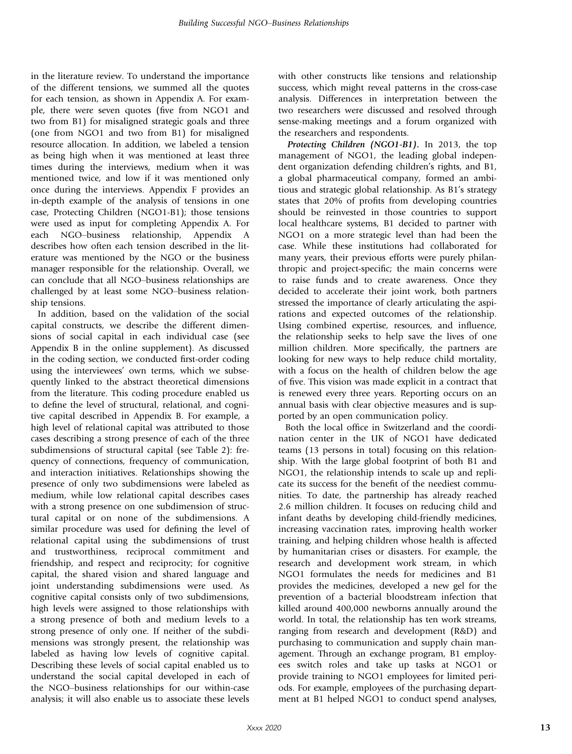in the literature review. To understand the importance of the different tensions, we summed all the quotes for each tension, as shown in Appendix A. For example, there were seven quotes (five from NGO1 and two from B1) for misaligned strategic goals and three (one from NGO1 and two from B1) for misaligned resource allocation. In addition, we labeled a tension as being high when it was mentioned at least three times during the interviews, medium when it was mentioned twice, and low if it was mentioned only once during the interviews. Appendix F provides an in-depth example of the analysis of tensions in one case, Protecting Children (NGO1-B1); those tensions were used as input for completing Appendix A. For each NGO–business relationship, Appendix A describes how often each tension described in the literature was mentioned by the NGO or the business manager responsible for the relationship. Overall, we can conclude that all NGO–business relationships are challenged by at least some NGO–business relationship tensions.

In addition, based on the validation of the social capital constructs, we describe the different dimensions of social capital in each individual case (see Appendix B in the online supplement). As discussed in the coding section, we conducted first-order coding using the interviewees' own terms, which we subsequently linked to the abstract theoretical dimensions from the literature. This coding procedure enabled us to define the level of structural, relational, and cognitive capital described in Appendix B. For example, a high level of relational capital was attributed to those cases describing a strong presence of each of the three subdimensions of structural capital (see Table 2): frequency of connections, frequency of communication, and interaction initiatives. Relationships showing the presence of only two subdimensions were labeled as medium, while low relational capital describes cases with a strong presence on one subdimension of structural capital or on none of the subdimensions. A similar procedure was used for defining the level of relational capital using the subdimensions of trust and trustworthiness, reciprocal commitment and friendship, and respect and reciprocity; for cognitive capital, the shared vision and shared language and joint understanding subdimensions were used. As cognitive capital consists only of two subdimensions, high levels were assigned to those relationships with a strong presence of both and medium levels to a strong presence of only one. If neither of the subdimensions was strongly present, the relationship was labeled as having low levels of cognitive capital. Describing these levels of social capital enabled us to understand the social capital developed in each of the NGO–business relationships for our within-case analysis; it will also enable us to associate these levels with other constructs like tensions and relationship success, which might reveal patterns in the cross-case analysis. Differences in interpretation between the two researchers were discussed and resolved through sense-making meetings and a forum organized with the researchers and respondents.

***Protecting Children (NGO1-B1).*** In 2013, the top management of NGO1, the leading global independent organization defending children's rights, and B1, a global pharmaceutical company, formed an ambitious and strategic global relationship. As B1's strategy states that 20% of profits from developing countries should be reinvested in those countries to support local healthcare systems, B1 decided to partner with NGO1 on a more strategic level than had been the case. While these institutions had collaborated for many years, their previous efforts were purely philanthropic and project-specific; the main concerns were to raise funds and to create awareness. Once they decided to accelerate their joint work, both partners stressed the importance of clearly articulating the aspirations and expected outcomes of the relationship. Using combined expertise, resources, and influence, the relationship seeks to help save the lives of one million children. More specifically, the partners are looking for new ways to help reduce child mortality, with a focus on the health of children below the age of five. This vision was made explicit in a contract that is renewed every three years. Reporting occurs on an annual basis with clear objective measures and is supported by an open communication policy.

Both the local office in Switzerland and the coordination center in the UK of NGO1 have dedicated teams (13 persons in total) focusing on this relationship. With the large global footprint of both B1 and NGO1, the relationship intends to scale up and replicate its success for the benefit of the neediest communities. To date, the partnership has already reached 2.6 million children. It focuses on reducing child and infant deaths by developing child-friendly medicines, increasing vaccination rates, improving health worker training, and helping children whose health is affected by humanitarian crises or disasters. For example, the research and development work stream, in which NGO1 formulates the needs for medicines and B1 provides the medicines, developed a new gel for the prevention of a bacterial bloodstream infection that killed around 400,000 newborns annually around the world. In total, the relationship has ten work streams, ranging from research and development (R&D) and purchasing to communication and supply chain management. Through an exchange program, B1 employees switch roles and take up tasks at NGO1 or provide training to NGO1 employees for limited periods. For example, employees of the purchasing department at B1 helped NGO1 to conduct spend analyses,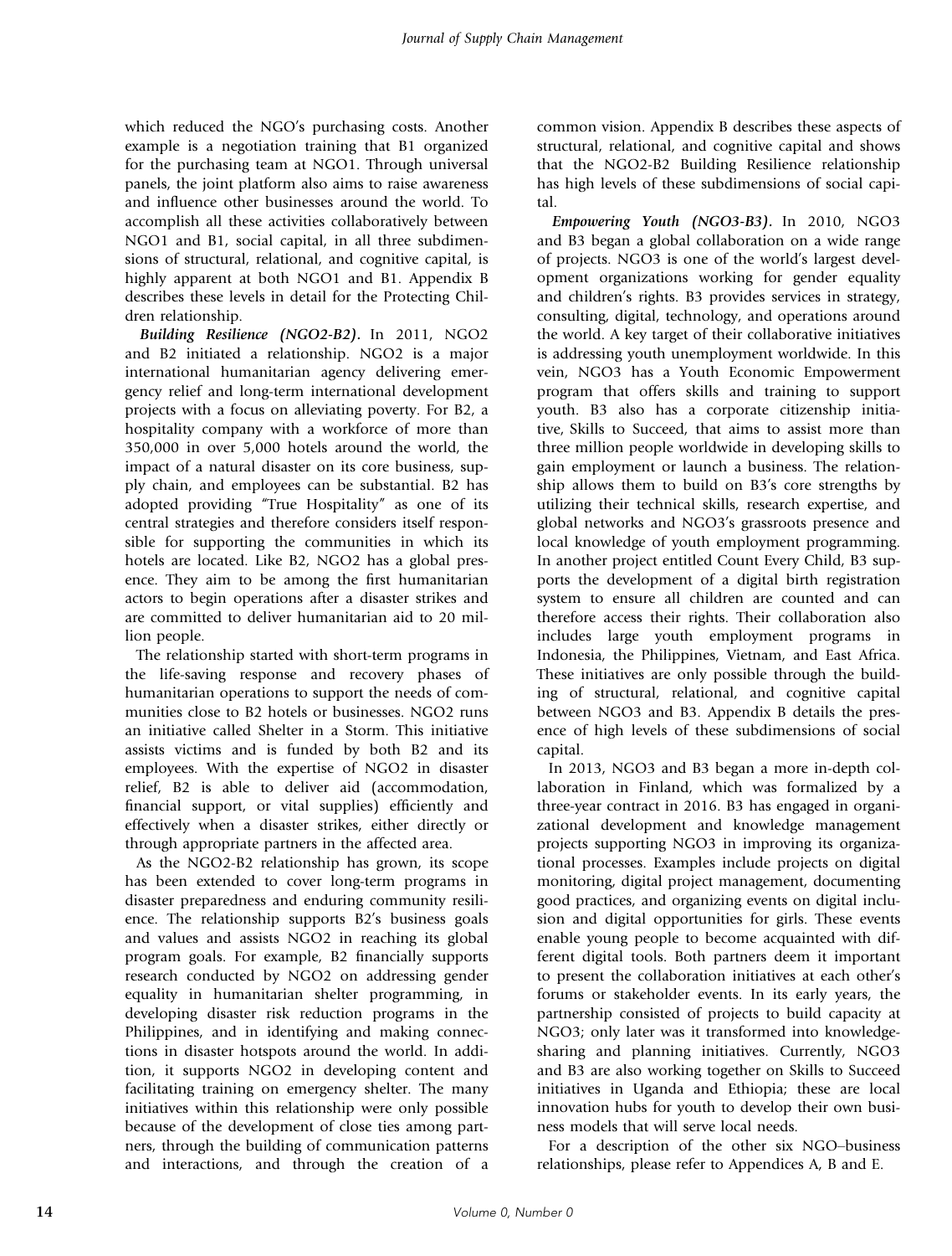which reduced the NGO's purchasing costs. Another example is a negotiation training that B1 organized for the purchasing team at NGO1. Through universal panels, the joint platform also aims to raise awareness and influence other businesses around the world. To accomplish all these activities collaboratively between NGO1 and B1, social capital, in all three subdimensions of structural, relational, and cognitive capital, is highly apparent at both NGO1 and B1. Appendix B describes these levels in detail for the Protecting Children relationship.

***Building Resilience (NGO2-B2).*** In 2011, NGO2 and B2 initiated a relationship. NGO2 is a major international humanitarian agency delivering emergency relief and long-term international development projects with a focus on alleviating poverty. For B2, a hospitality company with a workforce of more than 350,000 in over 5,000 hotels around the world, the impact of a natural disaster on its core business, supply chain, and employees can be substantial. B2 has adopted providing "True Hospitality" as one of its central strategies and therefore considers itself responsible for supporting the communities in which its hotels are located. Like B2, NGO2 has a global presence. They aim to be among the first humanitarian actors to begin operations after a disaster strikes and are committed to deliver humanitarian aid to 20 million people.

The relationship started with short-term programs in the life-saving response and recovery phases of humanitarian operations to support the needs of communities close to B2 hotels or businesses. NGO2 runs an initiative called Shelter in a Storm. This initiative assists victims and is funded by both B2 and its employees. With the expertise of NGO2 in disaster relief, B2 is able to deliver aid (accommodation, financial support, or vital supplies) efficiently and effectively when a disaster strikes, either directly or through appropriate partners in the affected area.

As the NGO2-B2 relationship has grown, its scope has been extended to cover long-term programs in disaster preparedness and enduring community resilience. The relationship supports B2's business goals and values and assists NGO2 in reaching its global program goals. For example, B2 financially supports research conducted by NGO2 on addressing gender equality in humanitarian shelter programming, in developing disaster risk reduction programs in the Philippines, and in identifying and making connections in disaster hotspots around the world. In addition, it supports NGO2 in developing content and facilitating training on emergency shelter. The many initiatives within this relationship were only possible because of the development of close ties among partners, through the building of communication patterns and interactions, and through the creation of a common vision. Appendix B describes these aspects of structural, relational, and cognitive capital and shows that the NGO2-B2 Building Resilience relationship has high levels of these subdimensions of social capital.

***Empowering Youth (NGO3-B3).*** In 2010, NGO3 and B3 began a global collaboration on a wide range of projects. NGO3 is one of the world's largest development organizations working for gender equality and children's rights. B3 provides services in strategy, consulting, digital, technology, and operations around the world. A key target of their collaborative initiatives is addressing youth unemployment worldwide. In this vein, NGO3 has a Youth Economic Empowerment program that offers skills and training to support youth. B3 also has a corporate citizenship initiative, Skills to Succeed, that aims to assist more than three million people worldwide in developing skills to gain employment or launch a business. The relationship allows them to build on B3's core strengths by utilizing their technical skills, research expertise, and global networks and NGO3's grassroots presence and local knowledge of youth employment programming. In another project entitled Count Every Child, B3 supports the development of a digital birth registration system to ensure all children are counted and can therefore access their rights. Their collaboration also includes large youth employment programs in Indonesia, the Philippines, Vietnam, and East Africa. These initiatives are only possible through the building of structural, relational, and cognitive capital between NGO3 and B3. Appendix B details the presence of high levels of these subdimensions of social capital.

In 2013, NGO3 and B3 began a more in-depth collaboration in Finland, which was formalized by a three-year contract in 2016. B3 has engaged in organizational development and knowledge management projects supporting NGO3 in improving its organizational processes. Examples include projects on digital monitoring, digital project management, documenting good practices, and organizing events on digital inclusion and digital opportunities for girls. These events enable young people to become acquainted with different digital tools. Both partners deem it important to present the collaboration initiatives at each other's forums or stakeholder events. In its early years, the partnership consisted of projects to build capacity at NGO3; only later was it transformed into knowledge-sharing and planning initiatives. Currently, NGO3 and B3 are also working together on Skills to Succeed initiatives in Uganda and Ethiopia; these are local innovation hubs for youth to develop their own business models that will serve local needs.

For a description of the other six NGO–business relationships, please refer to Appendices A, B and E.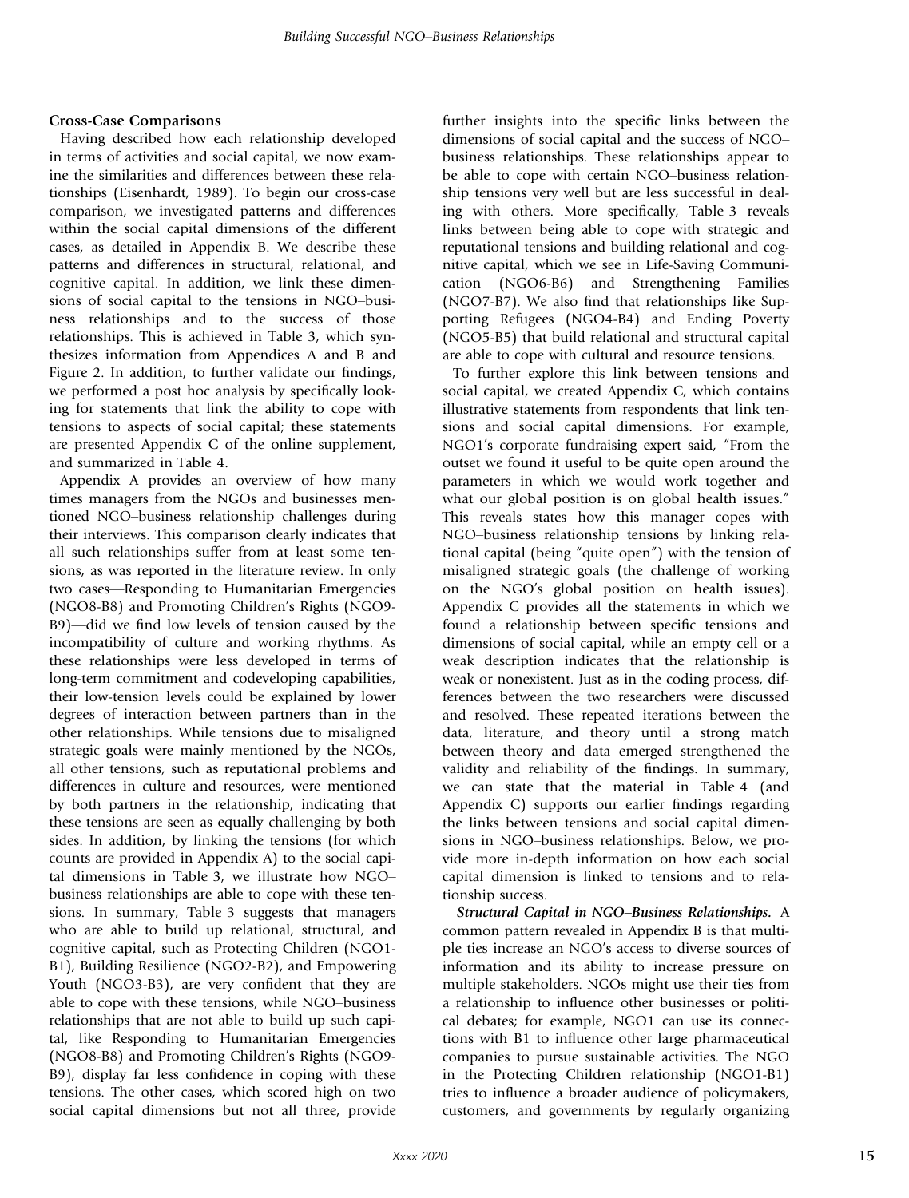**Cross-Case Comparisons**

Having described how each relationship developed in terms of activities and social capital, we now examine the similarities and differences between these relationships (Eisenhardt, 1989). To begin our cross-case comparison, we investigated patterns and differences within the social capital dimensions of the different cases, as detailed in Appendix B. We describe these patterns and differences in structural, relational, and cognitive capital. In addition, we link these dimensions of social capital to the tensions in NGO–business relationships and to the success of those relationships. This is achieved in Table 3, which synthesizes information from Appendices A and B and Figure 2. In addition, to further validate our findings, we performed a post hoc analysis by specifically looking for statements that link the ability to cope with tensions to aspects of social capital; these statements are presented Appendix C of the online supplement, and summarized in Table 4.

Appendix A provides an overview of how many times managers from the NGOs and businesses mentioned NGO–business relationship challenges during their interviews. This comparison clearly indicates that all such relationships suffer from at least some tensions, as was reported in the literature review. In only two cases—Responding to Humanitarian Emergencies (NGO8-B8) and Promoting Children's Rights (NGO9-B9)—did we find low levels of tension caused by the incompatibility of culture and working rhythms. As these relationships were less developed in terms of long-term commitment and codeveloping capabilities, their low-tension levels could be explained by lower degrees of interaction between partners than in the other relationships. While tensions due to misaligned strategic goals were mainly mentioned by the NGOs, all other tensions, such as reputational problems and differences in culture and resources, were mentioned by both partners in the relationship, indicating that these tensions are seen as equally challenging by both sides. In addition, by linking the tensions (for which counts are provided in Appendix A) to the social capital dimensions in Table 3, we illustrate how NGO–business relationships are able to cope with these tensions. In summary, Table 3 suggests that managers who are able to build up relational, structural, and cognitive capital, such as Protecting Children (NGO1-B1), Building Resilience (NGO2-B2), and Empowering Youth (NGO3-B3), are very confident that they are able to cope with these tensions, while NGO–business relationships that are not able to build up such capital, like Responding to Humanitarian Emergencies (NGO8-B8) and Promoting Children's Rights (NGO9-B9), display far less confidence in coping with these tensions. The other cases, which scored high on two social capital dimensions but not all three, provide further insights into the specific links between the dimensions of social capital and the success of NGO–business relationships. These relationships appear to be able to cope with certain NGO–business relationship tensions very well but are less successful in dealing with others. More specifically, Table 3 reveals links between being able to cope with strategic and reputational tensions and building relational and cognitive capital, which we see in Life-Saving Communication (NGO6-B6) and Strengthening Families (NGO7-B7). We also find that relationships like Supporting Refugees (NGO4-B4) and Ending Poverty (NGO5-B5) that build relational and structural capital are able to cope with cultural and resource tensions.

To further explore this link between tensions and social capital, we created Appendix C, which contains illustrative statements from respondents that link tensions and social capital dimensions. For example, NGO1's corporate fundraising expert said, "From the outset we found it useful to be quite open around the parameters in which we would work together and what our global position is on global health issues." This reveals states how this manager copes with NGO–business relationship tensions by linking relational capital (being "quite open") with the tension of misaligned strategic goals (the challenge of working on the NGO's global position on health issues). Appendix C provides all the statements in which we found a relationship between specific tensions and dimensions of social capital, while an empty cell or a weak description indicates that the relationship is weak or nonexistent. Just as in the coding process, differences between the two researchers were discussed and resolved. These repeated iterations between the data, literature, and theory until a strong match between theory and data emerged strengthened the validity and reliability of the findings. In summary, we can state that the material in Table 4 (and Appendix C) supports our earlier findings regarding the links between tensions and social capital dimensions in NGO–business relationships. Below, we provide more in-depth information on how each social capital dimension is linked to tensions and to relationship success.

***Structural Capital in NGO–Business Relationships.*** A common pattern revealed in Appendix B is that multiple ties increase an NGO's access to diverse sources of information and its ability to increase pressure on multiple stakeholders. NGOs might use their ties from a relationship to influence other businesses or political debates; for example, NGO1 can use its connections with B1 to influence other large pharmaceutical companies to pursue sustainable activities. The NGO in the Protecting Children relationship (NGO1-B1) tries to influence a broader audience of policymakers, customers, and governments by regularly organizing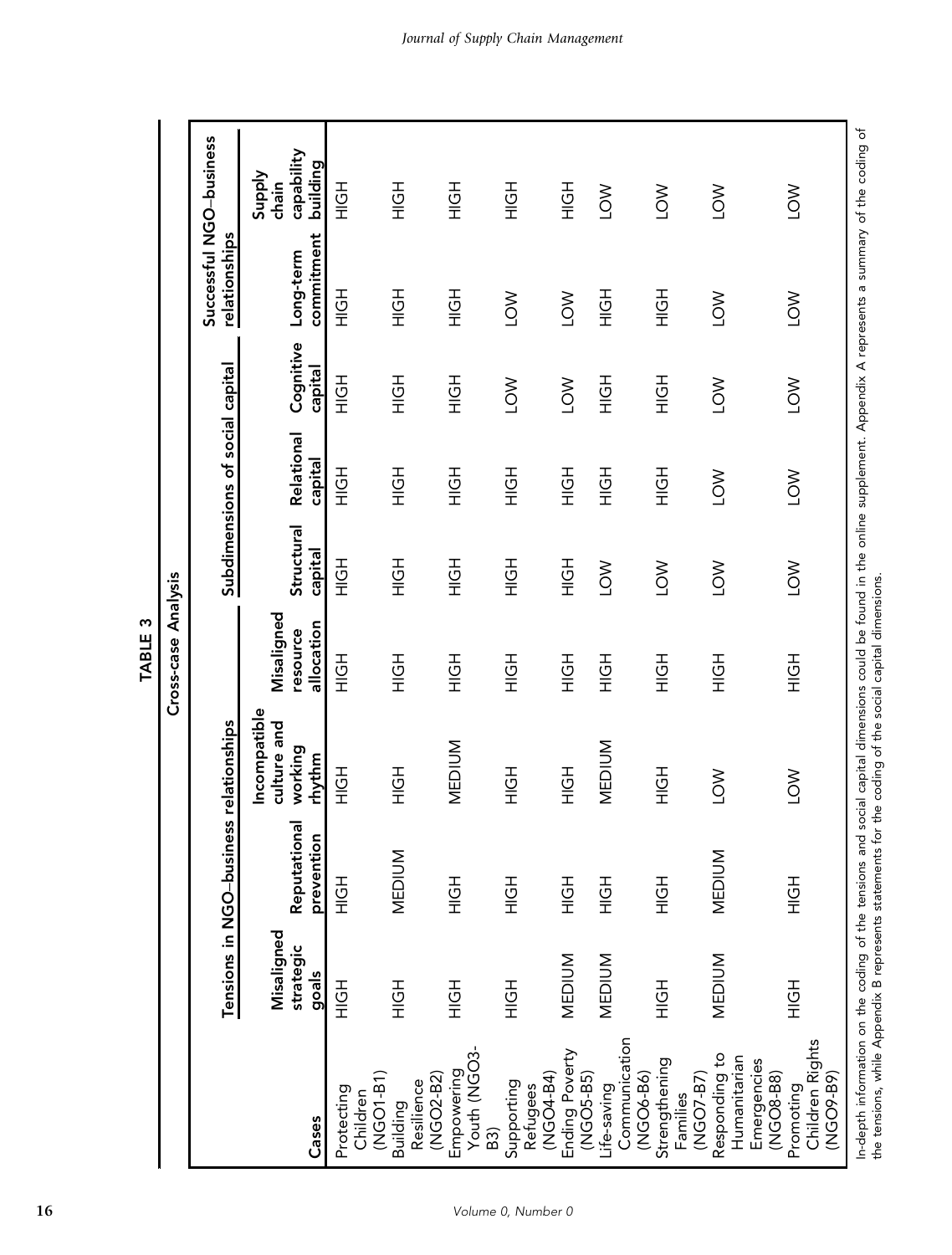**TABLE 3**

Cross-case Analysis

| Cases | Tensions in NGO–business relationships | | | | Subdimensions of social capital | | | Successful NGO–business relationships | |
|---|---|---|---|---|---|---|---|---|---|
| | Misaligned strategic goals | Reputational prevention | Incompatible culture and working rhythm | Misaligned resource allocation | Structural capital | Relational capital | Cognitive capital | Long-term commitment | Supply chain capability building |
| Protecting Children (NGO1-B1) | HIGH | HIGH | HIGH | HIGH | HIGH | HIGH | HIGH | HIGH | HIGH |
| Building Resilience (NGO2-B2) | HIGH | MEDIUM | HIGH | HIGH | HIGH | HIGH | HIGH | HIGH | HIGH |
| Empowering Youth (NGO3-B3) | HIGH | HIGH | MEDIUM | HIGH | HIGH | HIGH | HIGH | HIGH | HIGH |
| Supporting Refugees (NGO4-B4) | HIGH | HIGH | HIGH | HIGH | HIGH | HIGH | LOW | LOW | HIGH |
| Ending Poverty (NGO5-B5) | MEDIUM | HIGH | HIGH | HIGH | HIGH | HIGH | LOW | LOW | HIGH |
| Life-saving Communication (NGO6-B6) | MEDIUM | HIGH | MEDIUM | HIGH | LOW | HIGH | HIGH | HIGH | LOW |
| Strengthening Families (NGO7-B7) | HIGH | HIGH | HIGH | HIGH | LOW | HIGH | HIGH | HIGH | LOW |
| Responding to Humanitarian Emergencies (NGO8-B8) | MEDIUM | MEDIUM | LOW | HIGH | LOW | LOW | LOW | LOW | LOW |
| Promoting Children Rights (NGO9-B9) | HIGH | HIGH | LOW | HIGH | LOW | LOW | LOW | LOW | LOW |

In-depth information on the coding of the tensions and social capital dimensions could be found in the online supplement. Appendix A represents a summary of the coding of the tensions, while Appendix B represents statements for the coding of the social capital dimensions.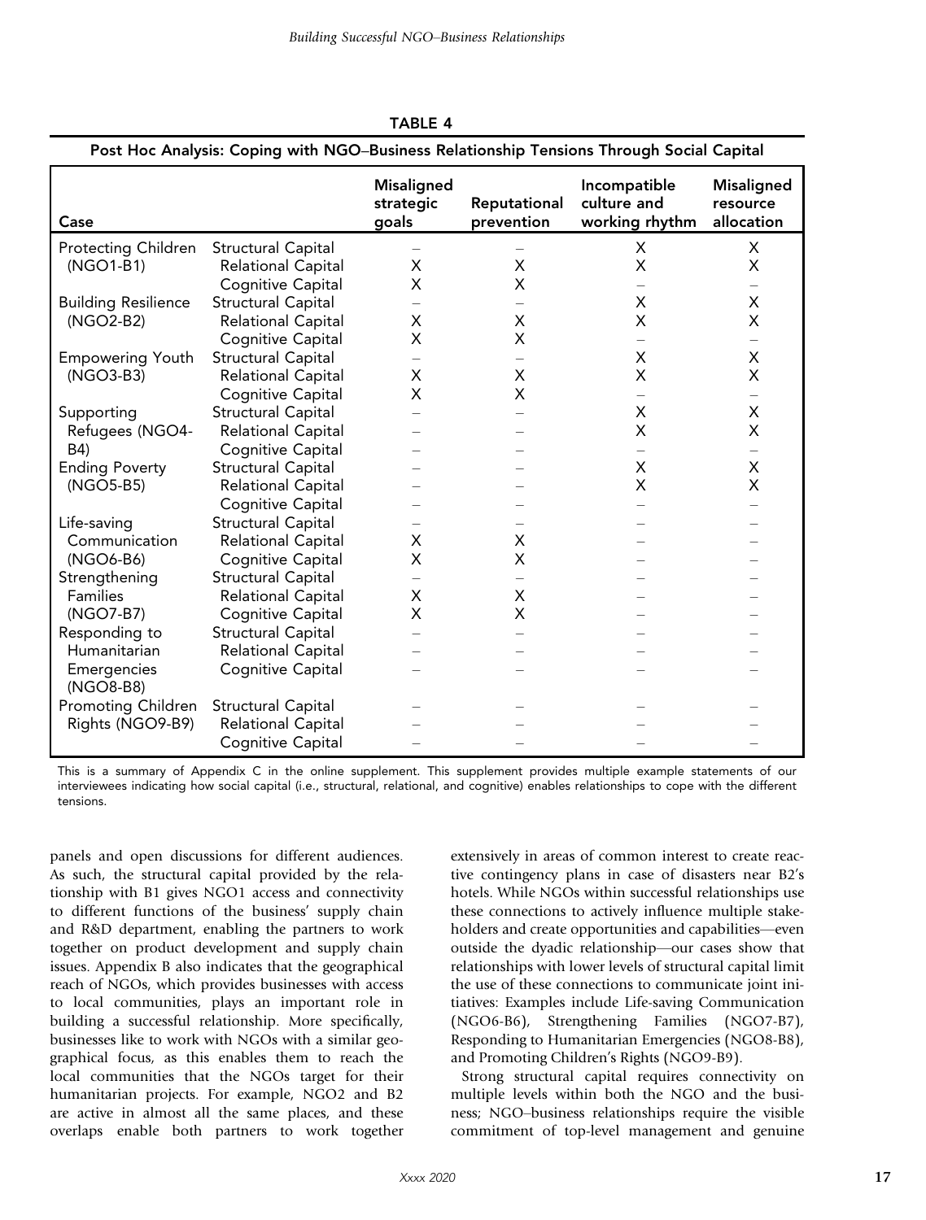**TABLE 4**

**Post Hoc Analysis: Coping with NGO–Business Relationship Tensions Through Social Capital**

| Case | | Misaligned strategic goals | Reputational prevention | Incompatible culture and working rhythm | Misaligned resource allocation |
|---|---|---|---|---|---|
| Protecting Children (NGO1-B1) | Structural Capital | – | – | X | X |
| | Relational Capital | X | X | X | X |
| | Cognitive Capital | X | X | – | – |
| Building Resilience (NGO2-B2) | Structural Capital | – | – | X | X |
| | Relational Capital | X | X | X | X |
| | Cognitive Capital | X | X | – | – |
| Empowering Youth (NGO3-B3) | Structural Capital | – | – | X | X |
| | Relational Capital | X | X | X | X |
| | Cognitive Capital | X | X | – | – |
| Supporting Refugees (NGO4-B4) | Structural Capital | – | – | X | X |
| | Relational Capital | – | – | X | X |
| | Cognitive Capital | – | – | – | – |
| Ending Poverty (NGO5-B5) | Structural Capital | – | – | X | X |
| | Relational Capital | – | – | X | X |
| | Cognitive Capital | – | – | – | – |
| Life-saving Communication (NGO6-B6) | Structural Capital | – | – | – | – |
| | Relational Capital | X | X | – | – |
| | Cognitive Capital | X | X | – | – |
| Strengthening Families (NGO7-B7) | Structural Capital | – | – | – | – |
| | Relational Capital | X | X | – | – |
| | Cognitive Capital | X | X | – | – |
| Responding to Humanitarian Emergencies (NGO8-B8) | Structural Capital | – | – | – | – |
| | Relational Capital | – | – | – | – |
| | Cognitive Capital | – | – | – | – |
| Promoting Children Rights (NGO9-B9) | Structural Capital | – | – | – | – |
| | Relational Capital | – | – | – | – |
| | Cognitive Capital | – | – | – | – |

This is a summary of Appendix C in the online supplement. This supplement provides multiple example statements of our interviewees indicating how social capital (i.e., structural, relational, and cognitive) enables relationships to cope with the different tensions.

panels and open discussions for different audiences. As such, the structural capital provided by the relationship with B1 gives NGO1 access and connectivity to different functions of the business' supply chain and R&D department, enabling the partners to work together on product development and supply chain issues. Appendix B also indicates that the geographical reach of NGOs, which provides businesses with access to local communities, plays an important role in building a successful relationship. More specifically, businesses like to work with NGOs with a similar geographical focus, as this enables them to reach the local communities that the NGOs target for their humanitarian projects. For example, NGO2 and B2 are active in almost all the same places, and these overlaps enable both partners to work together extensively in areas of common interest to create reactive contingency plans in case of disasters near B2's hotels. While NGOs within successful relationships use these connections to actively influence multiple stakeholders and create opportunities and capabilities—even outside the dyadic relationship—our cases show that relationships with lower levels of structural capital limit the use of these connections to communicate joint initiatives: Examples include Life-saving Communication (NGO6-B6), Strengthening Families (NGO7-B7), Responding to Humanitarian Emergencies (NGO8-B8), and Promoting Children's Rights (NGO9-B9).

Strong structural capital requires connectivity on multiple levels within both the NGO and the business; NGO–business relationships require the visible commitment of top-level management and genuine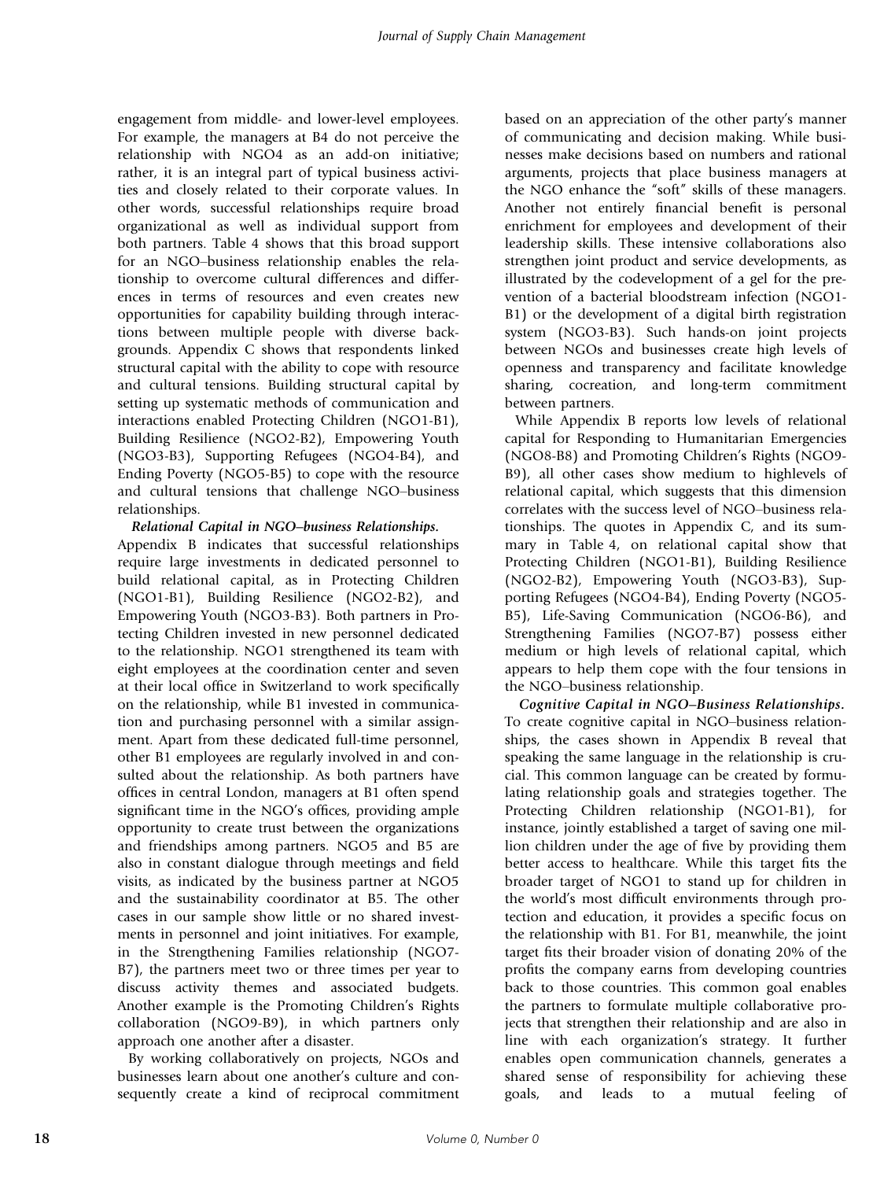engagement from middle- and lower-level employees. For example, the managers at B4 do not perceive the relationship with NGO4 as an add-on initiative; rather, it is an integral part of typical business activities and closely related to their corporate values. In other words, successful relationships require broad organizational as well as individual support from both partners. Table 4 shows that this broad support for an NGO–business relationship enables the relationship to overcome cultural differences and differences in terms of resources and even creates new opportunities for capability building through interactions between multiple people with diverse backgrounds. Appendix C shows that respondents linked structural capital with the ability to cope with resource and cultural tensions. Building structural capital by setting up systematic methods of communication and interactions enabled Protecting Children (NGO1-B1), Building Resilience (NGO2-B2), Empowering Youth (NGO3-B3), Supporting Refugees (NGO4-B4), and Ending Poverty (NGO5-B5) to cope with the resource and cultural tensions that challenge NGO–business relationships.

***Relational Capital in NGO–business Relationships.*** Appendix B indicates that successful relationships require large investments in dedicated personnel to build relational capital, as in Protecting Children (NGO1-B1), Building Resilience (NGO2-B2), and Empowering Youth (NGO3-B3). Both partners in Protecting Children invested in new personnel dedicated to the relationship. NGO1 strengthened its team with eight employees at the coordination center and seven at their local office in Switzerland to work specifically on the relationship, while B1 invested in communication and purchasing personnel with a similar assignment. Apart from these dedicated full-time personnel, other B1 employees are regularly involved in and consulted about the relationship. As both partners have offices in central London, managers at B1 often spend significant time in the NGO's offices, providing ample opportunity to create trust between the organizations and friendships among partners. NGO5 and B5 are also in constant dialogue through meetings and field visits, as indicated by the business partner at NGO5 and the sustainability coordinator at B5. The other cases in our sample show little or no shared investments in personnel and joint initiatives. For example, in the Strengthening Families relationship (NGO7-B7), the partners meet two or three times per year to discuss activity themes and associated budgets. Another example is the Promoting Children's Rights collaboration (NGO9-B9), in which partners only approach one another after a disaster.

By working collaboratively on projects, NGOs and businesses learn about one another's culture and consequently create a kind of reciprocal commitment based on an appreciation of the other party's manner of communicating and decision making. While businesses make decisions based on numbers and rational arguments, projects that place business managers at the NGO enhance the "soft" skills of these managers. Another not entirely financial benefit is personal enrichment for employees and development of their leadership skills. These intensive collaborations also strengthen joint product and service developments, as illustrated by the codevelopment of a gel for the prevention of a bacterial bloodstream infection (NGO1-B1) or the development of a digital birth registration system (NGO3-B3). Such hands-on joint projects between NGOs and businesses create high levels of openness and transparency and facilitate knowledge sharing, cocreation, and long-term commitment between partners.

While Appendix B reports low levels of relational capital for Responding to Humanitarian Emergencies (NGO8-B8) and Promoting Children's Rights (NGO9-B9), all other cases show medium to highlevels of relational capital, which suggests that this dimension correlates with the success level of NGO–business relationships. The quotes in Appendix C, and its summary in Table 4, on relational capital show that Protecting Children (NGO1-B1), Building Resilience (NGO2-B2), Empowering Youth (NGO3-B3), Supporting Refugees (NGO4-B4), Ending Poverty (NGO5-B5), Life-Saving Communication (NGO6-B6), and Strengthening Families (NGO7-B7) possess either medium or high levels of relational capital, which appears to help them cope with the four tensions in the NGO–business relationship.

***Cognitive Capital in NGO–Business Relationships.*** To create cognitive capital in NGO–business relationships, the cases shown in Appendix B reveal that speaking the same language in the relationship is crucial. This common language can be created by formulating relationship goals and strategies together. The Protecting Children relationship (NGO1-B1), for instance, jointly established a target of saving one million children under the age of five by providing them better access to healthcare. While this target fits the broader target of NGO1 to stand up for children in the world's most difficult environments through protection and education, it provides a specific focus on the relationship with B1. For B1, meanwhile, the joint target fits their broader vision of donating 20% of the profits the company earns from developing countries back to those countries. This common goal enables the partners to formulate multiple collaborative projects that strengthen their relationship and are also in line with each organization's strategy. It further enables open communication channels, generates a shared sense of responsibility for achieving these goals, and leads to a mutual feeling of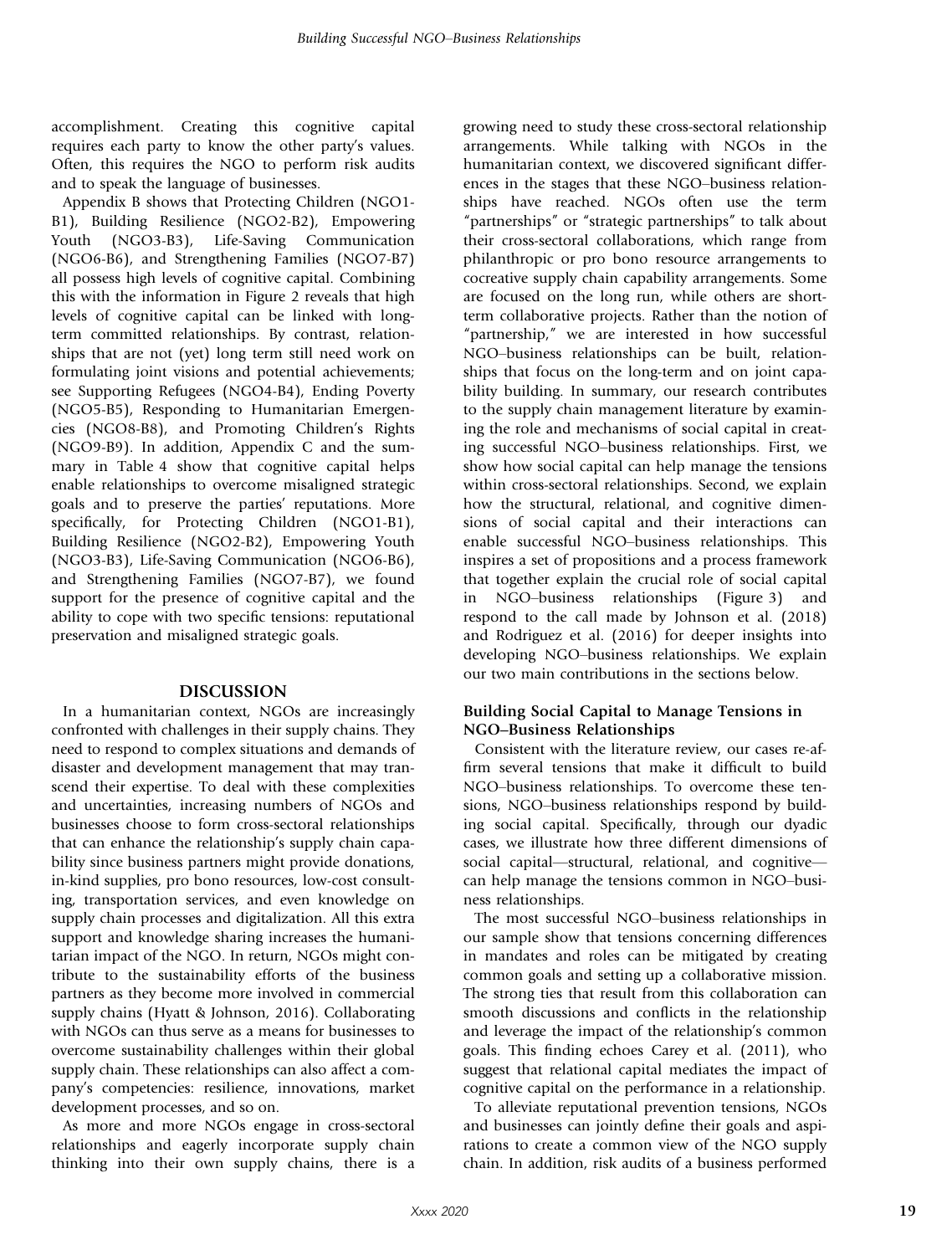accomplishment. Creating this cognitive capital requires each party to know the other party's values. Often, this requires the NGO to perform risk audits and to speak the language of businesses.

Appendix B shows that Protecting Children (NGO1-B1), Building Resilience (NGO2-B2), Empowering Youth (NGO3-B3), Life-Saving Communication (NGO6-B6), and Strengthening Families (NGO7-B7) all possess high levels of cognitive capital. Combining this with the information in Figure 2 reveals that high levels of cognitive capital can be linked with long-term committed relationships. By contrast, relationships that are not (yet) long term still need work on formulating joint visions and potential achievements; see Supporting Refugees (NGO4-B4), Ending Poverty (NGO5-B5), Responding to Humanitarian Emergencies (NGO8-B8), and Promoting Children's Rights (NGO9-B9). In addition, Appendix C and the summary in Table 4 show that cognitive capital helps enable relationships to overcome misaligned strategic goals and to preserve the parties' reputations. More specifically, for Protecting Children (NGO1-B1), Building Resilience (NGO2-B2), Empowering Youth (NGO3-B3), Life-Saving Communication (NGO6-B6), and Strengthening Families (NGO7-B7), we found support for the presence of cognitive capital and the ability to cope with two specific tensions: reputational preservation and misaligned strategic goals.

## DISCUSSION

In a humanitarian context, NGOs are increasingly confronted with challenges in their supply chains. They need to respond to complex situations and demands of disaster and development management that may transcend their expertise. To deal with these complexities and uncertainties, increasing numbers of NGOs and businesses choose to form cross-sectoral relationships that can enhance the relationship's supply chain capability since business partners might provide donations, in-kind supplies, pro bono resources, low-cost consulting, transportation services, and even knowledge on supply chain processes and digitalization. All this extra support and knowledge sharing increases the humanitarian impact of the NGO. In return, NGOs might contribute to the sustainability efforts of the business partners as they become more involved in commercial supply chains (Hyatt & Johnson, 2016). Collaborating with NGOs can thus serve as a means for businesses to overcome sustainability challenges within their global supply chain. These relationships can also affect a company's competencies: resilience, innovations, market development processes, and so on.

As more and more NGOs engage in cross-sectoral relationships and eagerly incorporate supply chain thinking into their own supply chains, there is a growing need to study these cross-sectoral relationship arrangements. While talking with NGOs in the humanitarian context, we discovered significant differences in the stages that these NGO–business relationships have reached. NGOs often use the term "partnerships" or "strategic partnerships" to talk about their cross-sectoral collaborations, which range from philanthropic or pro bono resource arrangements to cocreative supply chain capability arrangements. Some are focused on the long run, while others are short-term collaborative projects. Rather than the notion of "partnership," we are interested in how successful NGO–business relationships can be built, relationships that focus on the long-term and on joint capability building. In summary, our research contributes to the supply chain management literature by examining the role and mechanisms of social capital in creating successful NGO–business relationships. First, we show how social capital can help manage the tensions within cross-sectoral relationships. Second, we explain how the structural, relational, and cognitive dimensions of social capital and their interactions can enable successful NGO–business relationships. This inspires a set of propositions and a process framework that together explain the crucial role of social capital in NGO–business relationships (Figure 3) and respond to the call made by Johnson et al. (2018) and Rodriguez et al. (2016) for deeper insights into developing NGO–business relationships. We explain our two main contributions in the sections below.

### Building Social Capital to Manage Tensions in NGO–Business Relationships

Consistent with the literature review, our cases re-affirm several tensions that make it difficult to build NGO–business relationships. To overcome these tensions, NGO–business relationships respond by building social capital. Specifically, through our dyadic cases, we illustrate how three different dimensions of social capital—structural, relational, and cognitive—can help manage the tensions common in NGO–business relationships.

The most successful NGO–business relationships in our sample show that tensions concerning differences in mandates and roles can be mitigated by creating common goals and setting up a collaborative mission. The strong ties that result from this collaboration can smooth discussions and conflicts in the relationship and leverage the impact of the relationship's common goals. This finding echoes Carey et al. (2011), who suggest that relational capital mediates the impact of cognitive capital on the performance in a relationship.

To alleviate reputational prevention tensions, NGOs and businesses can jointly define their goals and aspirations to create a common view of the NGO supply chain. In addition, risk audits of a business performed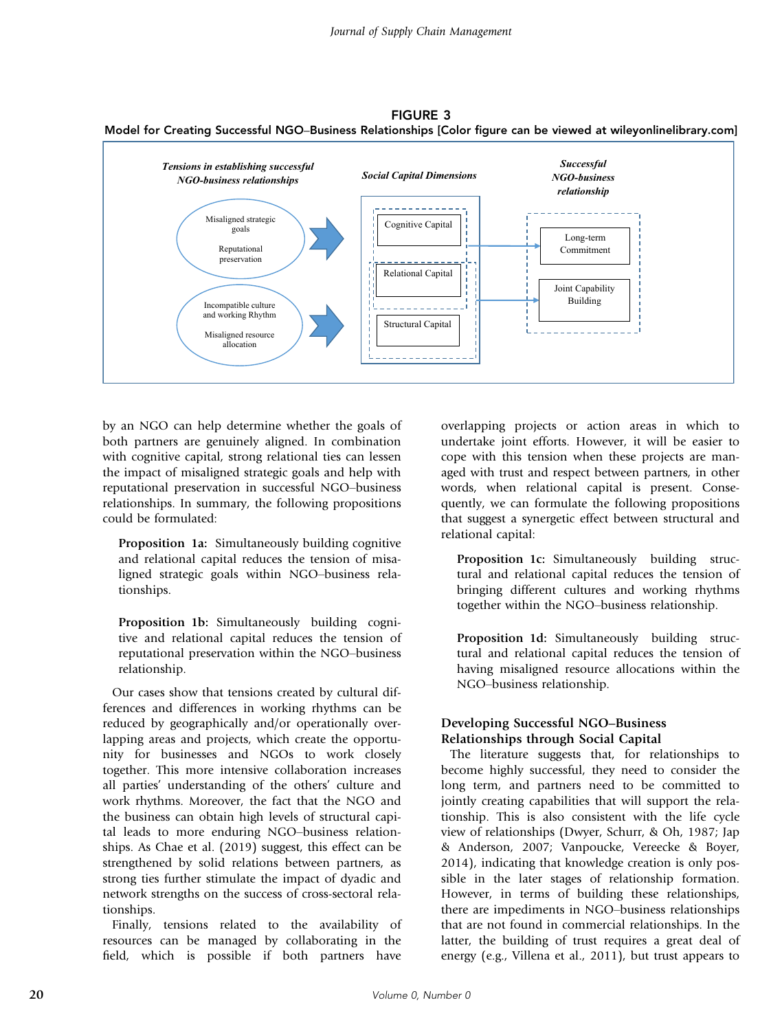FIGURE 3

Model for Creating Successful NGO–Business Relationships [Color figure can be viewed at wileyonlinelibrary.com]

*Tensions in establishing successful NGO-business relationships*

Misaligned strategic goals

Reputational preservation

Incompatible culture and working Rhythm

Misaligned resource allocation

*Social Capital Dimensions*

Cognitive Capital

Relational Capital

Structural Capital

*Successful NGO-business relationship*

Long-term Commitment

Joint Capability Building

by an NGO can help determine whether the goals of both partners are genuinely aligned. In combination with cognitive capital, strong relational ties can lessen the impact of misaligned strategic goals and help with reputational preservation in successful NGO–business relationships. In summary, the following propositions could be formulated:

> **Proposition 1a:** Simultaneously building cognitive and relational capital reduces the tension of misaligned strategic goals within NGO–business relationships.

> **Proposition 1b:** Simultaneously building cognitive and relational capital reduces the tension of reputational preservation within the NGO–business relationship.

Our cases show that tensions created by cultural differences and differences in working rhythms can be reduced by geographically and/or operationally overlapping areas and projects, which create the opportunity for businesses and NGOs to work closely together. This more intensive collaboration increases all parties' understanding of the others' culture and work rhythms. Moreover, the fact that the NGO and the business can obtain high levels of structural capital leads to more enduring NGO–business relationships. As Chae et al. (2019) suggest, this effect can be strengthened by solid relations between partners, as strong ties further stimulate the impact of dyadic and network strengths on the success of cross-sectoral relationships.

Finally, tensions related to the availability of resources can be managed by collaborating in the field, which is possible if both partners have overlapping projects or action areas in which to undertake joint efforts. However, it will be easier to cope with this tension when these projects are managed with trust and respect between partners, in other words, when relational capital is present. Consequently, we can formulate the following propositions that suggest a synergetic effect between structural and relational capital:

> **Proposition 1c:** Simultaneously building structural and relational capital reduces the tension of bringing different cultures and working rhythms together within the NGO–business relationship.

> **Proposition 1d:** Simultaneously building structural and relational capital reduces the tension of having misaligned resource allocations within the NGO–business relationship.

### Developing Successful NGO–Business Relationships through Social Capital

The literature suggests that, for relationships to become highly successful, they need to consider the long term, and partners need to be committed to jointly creating capabilities that will support the relationship. This is also consistent with the life cycle view of relationships (Dwyer, Schurr, & Oh, 1987; Jap & Anderson, 2007; Vanpoucke, Vereecke & Boyer, 2014), indicating that knowledge creation is only possible in the later stages of relationship formation. However, in terms of building these relationships, there are impediments in NGO–business relationships that are not found in commercial relationships. In the latter, the building of trust requires a great deal of energy (e.g., Villena et al., 2011), but trust appears to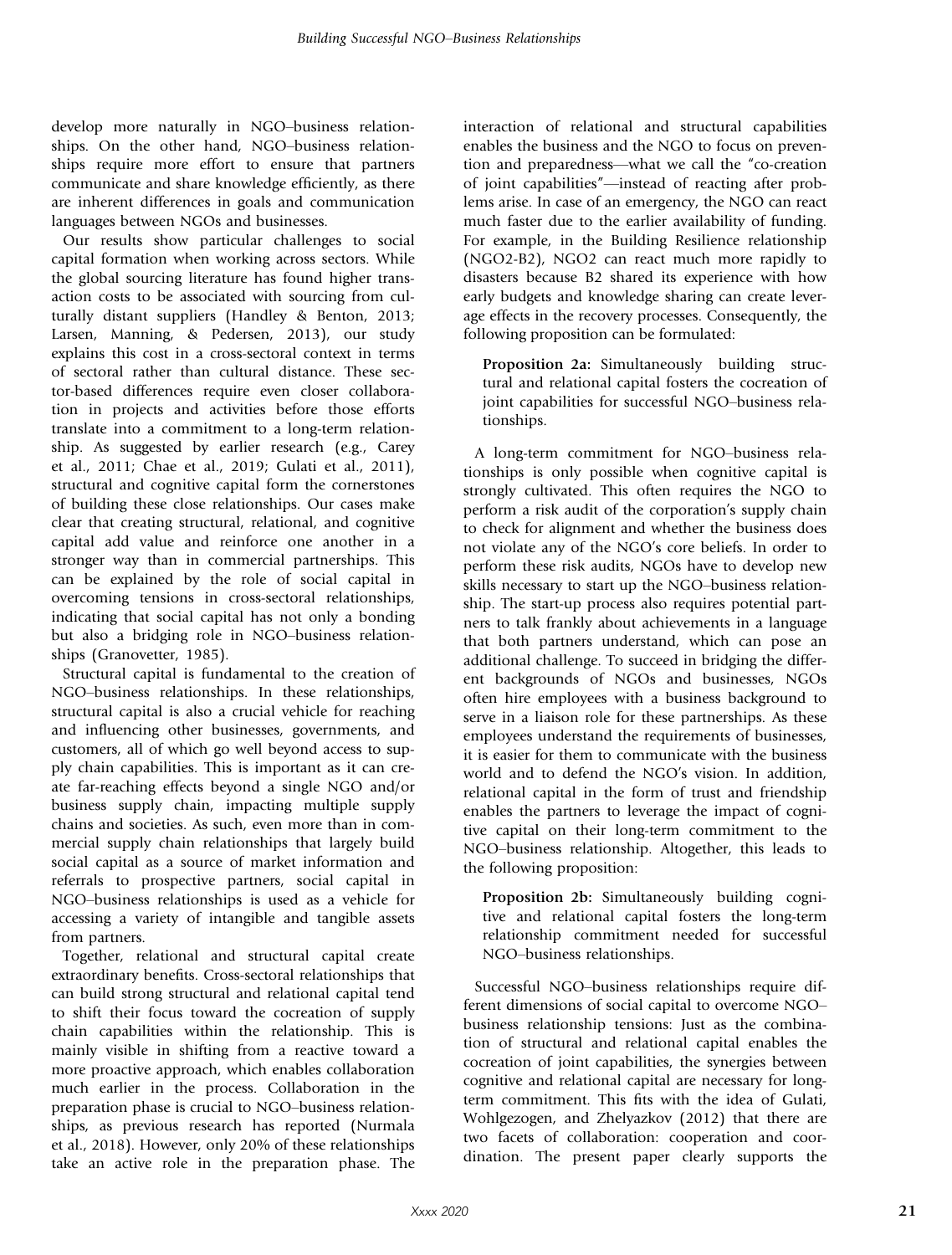develop more naturally in NGO–business relationships. On the other hand, NGO–business relationships require more effort to ensure that partners communicate and share knowledge efficiently, as there are inherent differences in goals and communication languages between NGOs and businesses.

Our results show particular challenges to social capital formation when working across sectors. While the global sourcing literature has found higher transaction costs to be associated with sourcing from culturally distant suppliers (Handley & Benton, 2013; Larsen, Manning, & Pedersen, 2013), our study explains this cost in a cross-sectoral context in terms of sectoral rather than cultural distance. These sector-based differences require even closer collaboration in projects and activities before those efforts translate into a commitment to a long-term relationship. As suggested by earlier research (e.g., Carey et al., 2011; Chae et al., 2019; Gulati et al., 2011), structural and cognitive capital form the cornerstones of building these close relationships. Our cases make clear that creating structural, relational, and cognitive capital add value and reinforce one another in a stronger way than in commercial partnerships. This can be explained by the role of social capital in overcoming tensions in cross-sectoral relationships, indicating that social capital has not only a bonding but also a bridging role in NGO–business relationships (Granovetter, 1985).

Structural capital is fundamental to the creation of NGO–business relationships. In these relationships, structural capital is also a crucial vehicle for reaching and influencing other businesses, governments, and customers, all of which go well beyond access to supply chain capabilities. This is important as it can create far-reaching effects beyond a single NGO and/or business supply chain, impacting multiple supply chains and societies. As such, even more than in commercial supply chain relationships that largely build social capital as a source of market information and referrals to prospective partners, social capital in NGO–business relationships is used as a vehicle for accessing a variety of intangible and tangible assets from partners.

Together, relational and structural capital create extraordinary benefits. Cross-sectoral relationships that can build strong structural and relational capital tend to shift their focus toward the cocreation of supply chain capabilities within the relationship. This is mainly visible in shifting from a reactive toward a more proactive approach, which enables collaboration much earlier in the process. Collaboration in the preparation phase is crucial to NGO–business relationships, as previous research has reported (Nurmala et al., 2018). However, only 20% of these relationships take an active role in the preparation phase. The interaction of relational and structural capabilities enables the business and the NGO to focus on prevention and preparedness—what we call the "co-creation of joint capabilities"—instead of reacting after problems arise. In case of an emergency, the NGO can react much faster due to the earlier availability of funding. For example, in the Building Resilience relationship (NGO2-B2), NGO2 can react much more rapidly to disasters because B2 shared its experience with how early budgets and knowledge sharing can create leverage effects in the recovery processes. Consequently, the following proposition can be formulated:

> **Proposition 2a:** Simultaneously building structural and relational capital fosters the cocreation of joint capabilities for successful NGO–business relationships.

A long-term commitment for NGO–business relationships is only possible when cognitive capital is strongly cultivated. This often requires the NGO to perform a risk audit of the corporation's supply chain to check for alignment and whether the business does not violate any of the NGO's core beliefs. In order to perform these risk audits, NGOs have to develop new skills necessary to start up the NGO–business relationship. The start-up process also requires potential partners to talk frankly about achievements in a language that both partners understand, which can pose an additional challenge. To succeed in bridging the different backgrounds of NGOs and businesses, NGOs often hire employees with a business background to serve in a liaison role for these partnerships. As these employees understand the requirements of businesses, it is easier for them to communicate with the business world and to defend the NGO's vision. In addition, relational capital in the form of trust and friendship enables the partners to leverage the impact of cognitive capital on their long-term commitment to the NGO–business relationship. Altogether, this leads to the following proposition:

> **Proposition 2b:** Simultaneously building cognitive and relational capital fosters the long-term relationship commitment needed for successful NGO–business relationships.

Successful NGO–business relationships require different dimensions of social capital to overcome NGO–business relationship tensions: Just as the combination of structural and relational capital enables the cocreation of joint capabilities, the synergies between cognitive and relational capital are necessary for long-term commitment. This fits with the idea of Gulati, Wohlgezogen, and Zhelyazkov (2012) that there are two facets of collaboration: cooperation and coordination. The present paper clearly supports the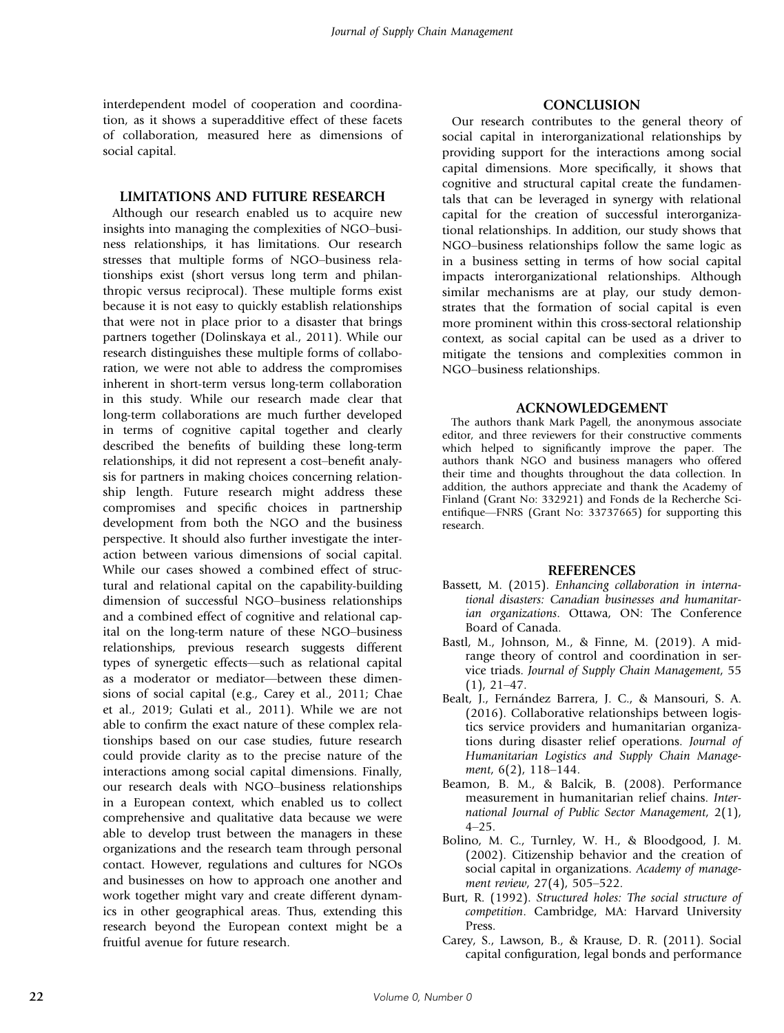interdependent model of cooperation and coordination, as it shows a superadditive effect of these facets of collaboration, measured here as dimensions of social capital.

## LIMITATIONS AND FUTURE RESEARCH

Although our research enabled us to acquire new insights into managing the complexities of NGO–business relationships, it has limitations. Our research stresses that multiple forms of NGO–business relationships exist (short versus long term and philanthropic versus reciprocal). These multiple forms exist because it is not easy to quickly establish relationships that were not in place prior to a disaster that brings partners together (Dolinskaya et al., 2011). While our research distinguishes these multiple forms of collaboration, we were not able to address the compromises inherent in short-term versus long-term collaboration in this study. While our research made clear that long-term collaborations are much further developed in terms of cognitive capital together and clearly described the benefits of building these long-term relationships, it did not represent a cost–benefit analysis for partners in making choices concerning relationship length. Future research might address these compromises and specific choices in partnership development from both the NGO and the business perspective. It should also further investigate the interaction between various dimensions of social capital. While our cases showed a combined effect of structural and relational capital on the capability-building dimension of successful NGO–business relationships and a combined effect of cognitive and relational capital on the long-term nature of these NGO–business relationships, previous research suggests different types of synergetic effects—such as relational capital as a moderator or mediator—between these dimensions of social capital (e.g., Carey et al., 2011; Chae et al., 2019; Gulati et al., 2011). While we are not able to confirm the exact nature of these complex relationships based on our case studies, future research could provide clarity as to the precise nature of the interactions among social capital dimensions. Finally, our research deals with NGO–business relationships in a European context, which enabled us to collect comprehensive and qualitative data because we were able to develop trust between the managers in these organizations and the research team through personal contact. However, regulations and cultures for NGOs and businesses on how to approach one another and work together might vary and create different dynamics in other geographical areas. Thus, extending this research beyond the European context might be a fruitful avenue for future research.

## CONCLUSION

Our research contributes to the general theory of social capital in interorganizational relationships by providing support for the interactions among social capital dimensions. More specifically, it shows that cognitive and structural capital create the fundamentals that can be leveraged in synergy with relational capital for the creation of successful interorganizational relationships. In addition, our study shows that NGO–business relationships follow the same logic as in a business setting in terms of how social capital impacts interorganizational relationships. Although similar mechanisms are at play, our study demonstrates that the formation of social capital is even more prominent within this cross-sectoral relationship context, as social capital can be used as a driver to mitigate the tensions and complexities common in NGO–business relationships.

## ACKNOWLEDGEMENT

The authors thank Mark Pagell, the anonymous associate editor, and three reviewers for their constructive comments which helped to significantly improve the paper. The authors thank NGO and business managers who offered their time and thoughts throughout the data collection. In addition, the authors appreciate and thank the Academy of Finland (Grant No: 332921) and Fonds de la Recherche Scientifique—FNRS (Grant No: 33737665) for supporting this research.

## REFERENCES

Bassett, M. (2015). *Enhancing collaboration in international disasters: Canadian businesses and humanitarian organizations*. Ottawa, ON: The Conference Board of Canada.

Bastl, M., Johnson, M., & Finne, M. (2019). A mid-range theory of control and coordination in service triads. *Journal of Supply Chain Management*, 55 (1), 21–47.

Bealt, J., Fernández Barrera, J. C., & Mansouri, S. A. (2016). Collaborative relationships between logistics service providers and humanitarian organizations during disaster relief operations. *Journal of Humanitarian Logistics and Supply Chain Management*, 6(2), 118–144.

Beamon, B. M., & Balcik, B. (2008). Performance measurement in humanitarian relief chains. *International Journal of Public Sector Management*, 2(1), 4–25.

Bolino, M. C., Turnley, W. H., & Bloodgood, J. M. (2002). Citizenship behavior and the creation of social capital in organizations. *Academy of management review*, 27(4), 505–522.

Burt, R. (1992). *Structured holes: The social structure of competition*. Cambridge, MA: Harvard University Press.

Carey, S., Lawson, B., & Krause, D. R. (2011). Social capital configuration, legal bonds and performance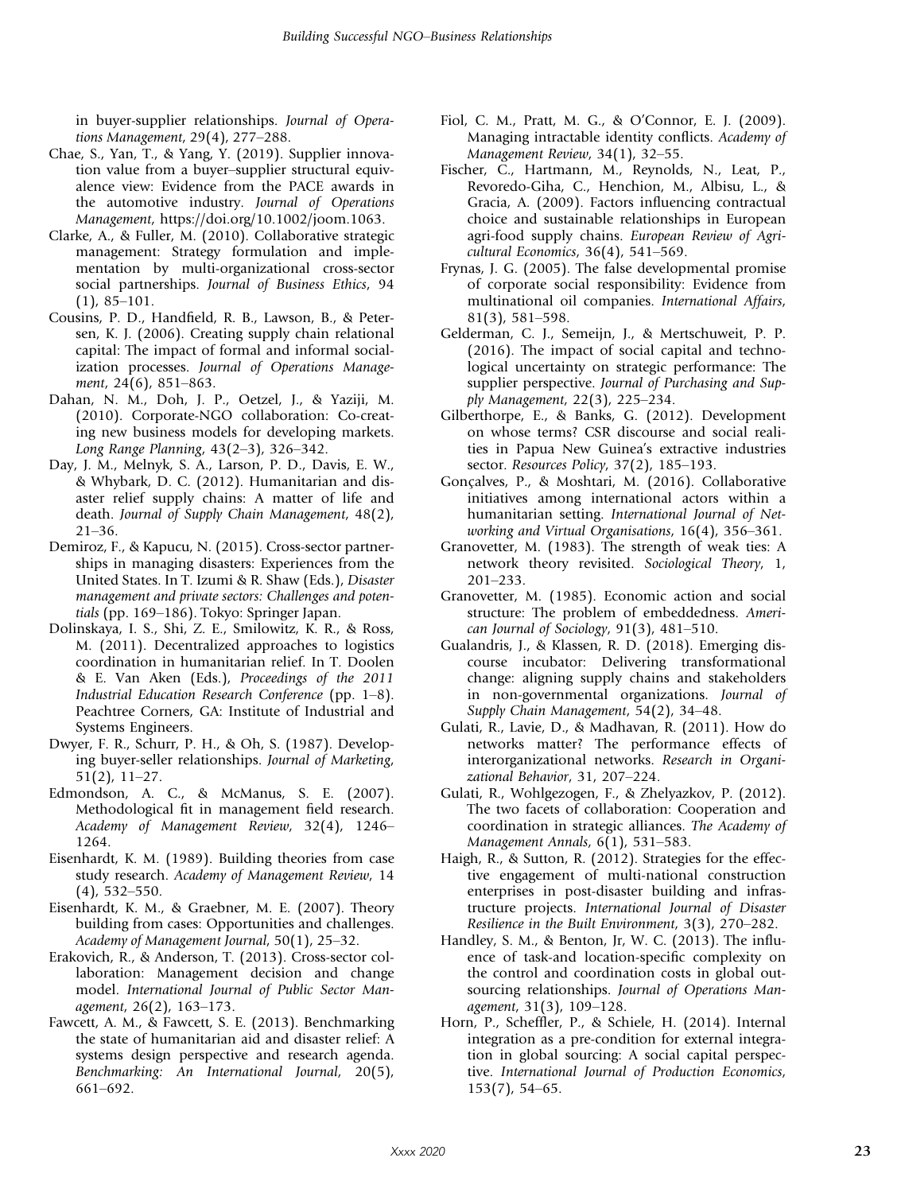in buyer-supplier relationships. *Journal of Operations Management*, 29(4), 277–288.

Chae, S., Yan, T., & Yang, Y. (2019). Supplier innovation value from a buyer–supplier structural equivalence view: Evidence from the PACE awards in the automotive industry. *Journal of Operations Management*, https://doi.org/10.1002/joom.1063.

Clarke, A., & Fuller, M. (2010). Collaborative strategic management: Strategy formulation and implementation by multi-organizational cross-sector social partnerships. *Journal of Business Ethics*, 94 (1), 85–101.

Cousins, P. D., Handfield, R. B., Lawson, B., & Petersen, K. J. (2006). Creating supply chain relational capital: The impact of formal and informal socialization processes. *Journal of Operations Management*, 24(6), 851–863.

Dahan, N. M., Doh, J. P., Oetzel, J., & Yaziji, M. (2010). Corporate-NGO collaboration: Co-creating new business models for developing markets. *Long Range Planning*, 43(2–3), 326–342.

Day, J. M., Melnyk, S. A., Larson, P. D., Davis, E. W., & Whybark, D. C. (2012). Humanitarian and disaster relief supply chains: A matter of life and death. *Journal of Supply Chain Management*, 48(2), 21–36.

Demiroz, F., & Kapucu, N. (2015). Cross-sector partnerships in managing disasters: Experiences from the United States. In T. Izumi & R. Shaw (Eds.), *Disaster management and private sectors: Challenges and potentials* (pp. 169–186). Tokyo: Springer Japan.

Dolinskaya, I. S., Shi, Z. E., Smilowitz, K. R., & Ross, M. (2011). Decentralized approaches to logistics coordination in humanitarian relief. In T. Doolen & E. Van Aken (Eds.), *Proceedings of the 2011 Industrial Education Research Conference* (pp. 1–8). Peachtree Corners, GA: Institute of Industrial and Systems Engineers.

Dwyer, F. R., Schurr, P. H., & Oh, S. (1987). Developing buyer-seller relationships. *Journal of Marketing*, 51(2), 11–27.

Edmondson, A. C., & McManus, S. E. (2007). Methodological fit in management field research. *Academy of Management Review*, 32(4), 1246–1264.

Eisenhardt, K. M. (1989). Building theories from case study research. *Academy of Management Review*, 14 (4), 532–550.

Eisenhardt, K. M., & Graebner, M. E. (2007). Theory building from cases: Opportunities and challenges. *Academy of Management Journal*, 50(1), 25–32.

Erakovich, R., & Anderson, T. (2013). Cross-sector collaboration: Management decision and change model. *International Journal of Public Sector Management*, 26(2), 163–173.

Fawcett, A. M., & Fawcett, S. E. (2013). Benchmarking the state of humanitarian aid and disaster relief: A systems design perspective and research agenda. *Benchmarking: An International Journal*, 20(5), 661–692.

Fiol, C. M., Pratt, M. G., & O'Connor, E. J. (2009). Managing intractable identity conflicts. *Academy of Management Review*, 34(1), 32–55.

Fischer, C., Hartmann, M., Reynolds, N., Leat, P., Revoredo-Giha, C., Henchion, M., Albisu, L., & Gracia, A. (2009). Factors influencing contractual choice and sustainable relationships in European agri-food supply chains. *European Review of Agricultural Economics*, 36(4), 541–569.

Frynas, J. G. (2005). The false developmental promise of corporate social responsibility: Evidence from multinational oil companies. *International Affairs*, 81(3), 581–598.

Gelderman, C. J., Semeijn, J., & Mertschuweit, P. P. (2016). The impact of social capital and technological uncertainty on strategic performance: The supplier perspective. *Journal of Purchasing and Supply Management*, 22(3), 225–234.

Gilberthorpe, E., & Banks, G. (2012). Development on whose terms? CSR discourse and social realities in Papua New Guinea's extractive industries sector. *Resources Policy*, 37(2), 185–193.

Gonçalves, P., & Moshtari, M. (2016). Collaborative initiatives among international actors within a humanitarian setting. *International Journal of Networking and Virtual Organisations*, 16(4), 356–361.

Granovetter, M. (1983). The strength of weak ties: A network theory revisited. *Sociological Theory*, 1, 201–233.

Granovetter, M. (1985). Economic action and social structure: The problem of embeddedness. *American Journal of Sociology*, 91(3), 481–510.

Gualandris, J., & Klassen, R. D. (2018). Emerging discourse incubator: Delivering transformational change: aligning supply chains and stakeholders in non-governmental organizations. *Journal of Supply Chain Management*, 54(2), 34–48.

Gulati, R., Lavie, D., & Madhavan, R. (2011). How do networks matter? The performance effects of interorganizational networks. *Research in Organizational Behavior*, 31, 207–224.

Gulati, R., Wohlgezogen, F., & Zhelyazkov, P. (2012). The two facets of collaboration: Cooperation and coordination in strategic alliances. *The Academy of Management Annals*, 6(1), 531–583.

Haigh, R., & Sutton, R. (2012). Strategies for the effective engagement of multi-national construction enterprises in post-disaster building and infrastructure projects. *International Journal of Disaster Resilience in the Built Environment*, 3(3), 270–282.

Handley, S. M., & Benton, Jr, W. C. (2013). The influence of task-and location-specific complexity on the control and coordination costs in global outsourcing relationships. *Journal of Operations Management*, 31(3), 109–128.

Horn, P., Scheffler, P., & Schiele, H. (2014). Internal integration as a pre-condition for external integration in global sourcing: A social capital perspective. *International Journal of Production Economics*, 153(7), 54–65.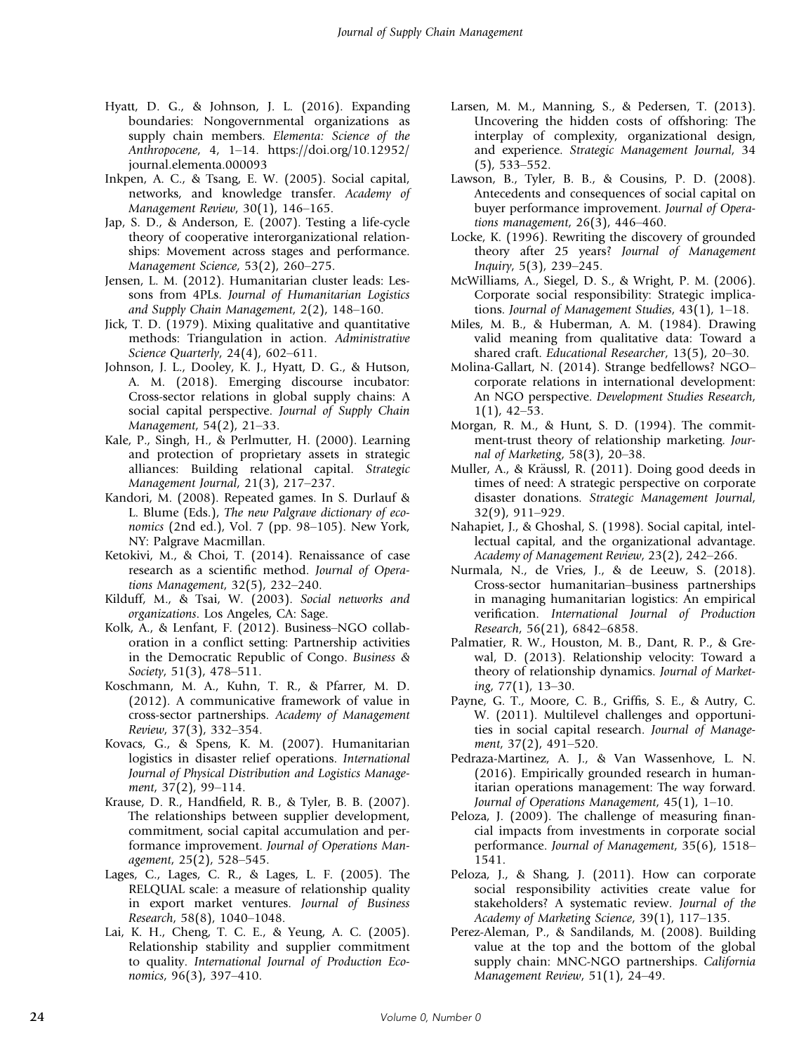Hyatt, D. G., & Johnson, J. L. (2016). Expanding boundaries: Nongovernmental organizations as supply chain members. *Elementa: Science of the Anthropocene*, 4, 1–14. https://doi.org/10.12952/journal.elementa.000093

Inkpen, A. C., & Tsang, E. W. (2005). Social capital, networks, and knowledge transfer. *Academy of Management Review*, 30(1), 146–165.

Jap, S. D., & Anderson, E. (2007). Testing a life-cycle theory of cooperative interorganizational relationships: Movement across stages and performance. *Management Science*, 53(2), 260–275.

Jensen, L. M. (2012). Humanitarian cluster leads: Lessons from 4PLs. *Journal of Humanitarian Logistics and Supply Chain Management*, 2(2), 148–160.

Jick, T. D. (1979). Mixing qualitative and quantitative methods: Triangulation in action. *Administrative Science Quarterly*, 24(4), 602–611.

Johnson, J. L., Dooley, K. J., Hyatt, D. G., & Hutson, A. M. (2018). Emerging discourse incubator: Cross-sector relations in global supply chains: A social capital perspective. *Journal of Supply Chain Management*, 54(2), 21–33.

Kale, P., Singh, H., & Perlmutter, H. (2000). Learning and protection of proprietary assets in strategic alliances: Building relational capital. *Strategic Management Journal*, 21(3), 217–237.

Kandori, M. (2008). Repeated games. In S. Durlauf & L. Blume (Eds.), *The new Palgrave dictionary of economics* (2nd ed.), Vol. 7 (pp. 98–105). New York, NY: Palgrave Macmillan.

Ketokivi, M., & Choi, T. (2014). Renaissance of case research as a scientific method. *Journal of Operations Management*, 32(5), 232–240.

Kilduff, M., & Tsai, W. (2003). *Social networks and organizations*. Los Angeles, CA: Sage.

Kolk, A., & Lenfant, F. (2012). Business–NGO collaboration in a conflict setting: Partnership activities in the Democratic Republic of Congo. *Business & Society*, 51(3), 478–511.

Koschmann, M. A., Kuhn, T. R., & Pfarrer, M. D. (2012). A communicative framework of value in cross-sector partnerships. *Academy of Management Review*, 37(3), 332–354.

Kovacs, G., & Spens, K. M. (2007). Humanitarian logistics in disaster relief operations. *International Journal of Physical Distribution and Logistics Management*, 37(2), 99–114.

Krause, D. R., Handfield, R. B., & Tyler, B. B. (2007). The relationships between supplier development, commitment, social capital accumulation and performance improvement. *Journal of Operations Management*, 25(2), 528–545.

Lages, C., Lages, C. R., & Lages, L. F. (2005). The RELQUAL scale: a measure of relationship quality in export market ventures. *Journal of Business Research*, 58(8), 1040–1048.

Lai, K. H., Cheng, T. C. E., & Yeung, A. C. (2005). Relationship stability and supplier commitment to quality. *International Journal of Production Economics*, 96(3), 397–410.

Larsen, M. M., Manning, S., & Pedersen, T. (2013). Uncovering the hidden costs of offshoring: The interplay of complexity, organizational design, and experience. *Strategic Management Journal*, 34 (5), 533–552.

Lawson, B., Tyler, B. B., & Cousins, P. D. (2008). Antecedents and consequences of social capital on buyer performance improvement. *Journal of Operations management*, 26(3), 446–460.

Locke, K. (1996). Rewriting the discovery of grounded theory after 25 years? *Journal of Management Inquiry*, 5(3), 239–245.

McWilliams, A., Siegel, D. S., & Wright, P. M. (2006). Corporate social responsibility: Strategic implications. *Journal of Management Studies*, 43(1), 1–18.

Miles, M. B., & Huberman, A. M. (1984). Drawing valid meaning from qualitative data: Toward a shared craft. *Educational Researcher*, 13(5), 20–30.

Molina-Gallart, N. (2014). Strange bedfellows? NGO–corporate relations in international development: An NGO perspective. *Development Studies Research*, 1(1), 42–53.

Morgan, R. M., & Hunt, S. D. (1994). The commitment-trust theory of relationship marketing. *Journal of Marketing*, 58(3), 20–38.

Muller, A., & Kräussl, R. (2011). Doing good deeds in times of need: A strategic perspective on corporate disaster donations. *Strategic Management Journal*, 32(9), 911–929.

Nahapiet, J., & Ghoshal, S. (1998). Social capital, intellectual capital, and the organizational advantage. *Academy of Management Review*, 23(2), 242–266.

Nurmala, N., de Vries, J., & de Leeuw, S. (2018). Cross-sector humanitarian–business partnerships in managing humanitarian logistics: An empirical verification. *International Journal of Production Research*, 56(21), 6842–6858.

Palmatier, R. W., Houston, M. B., Dant, R. P., & Grewal, D. (2013). Relationship velocity: Toward a theory of relationship dynamics. *Journal of Marketing*, 77(1), 13–30.

Payne, G. T., Moore, C. B., Griffis, S. E., & Autry, C. W. (2011). Multilevel challenges and opportunities in social capital research. *Journal of Management*, 37(2), 491–520.

Pedraza-Martinez, A. J., & Van Wassenhove, L. N. (2016). Empirically grounded research in humanitarian operations management: The way forward. *Journal of Operations Management*, 45(1), 1–10.

Peloza, J. (2009). The challenge of measuring financial impacts from investments in corporate social performance. *Journal of Management*, 35(6), 1518–1541.

Peloza, J., & Shang, J. (2011). How can corporate social responsibility activities create value for stakeholders? A systematic review. *Journal of the Academy of Marketing Science*, 39(1), 117–135.

Perez-Aleman, P., & Sandilands, M. (2008). Building value at the top and the bottom of the global supply chain: MNC-NGO partnerships. *California Management Review*, 51(1), 24–49.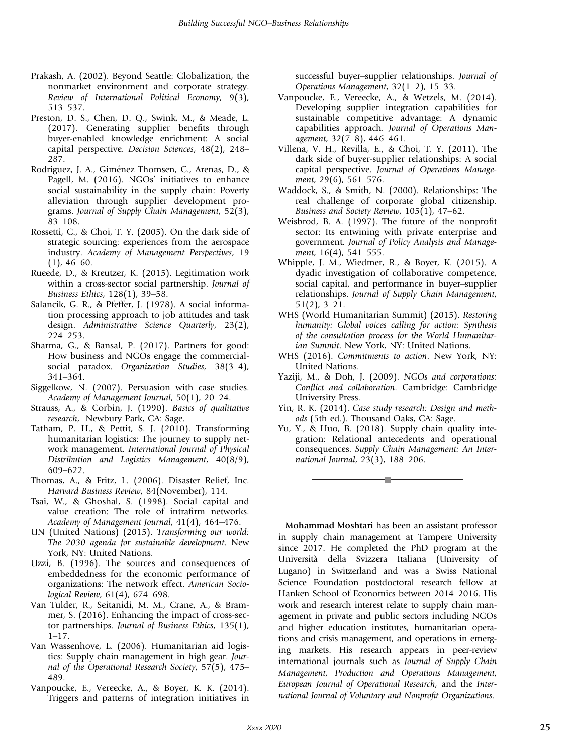Prakash, A. (2002). Beyond Seattle: Globalization, the nonmarket environment and corporate strategy. *Review of International Political Economy*, 9(3), 513–537.

Preston, D. S., Chen, D. Q., Swink, M., & Meade, L. (2017). Generating supplier benefits through buyer-enabled knowledge enrichment: A social capital perspective. *Decision Sciences*, 48(2), 248–287.

Rodriguez, J. A., Giménez Thomsen, C., Arenas, D., & Pagell, M. (2016). NGOs' initiatives to enhance social sustainability in the supply chain: Poverty alleviation through supplier development programs. *Journal of Supply Chain Management*, 52(3), 83–108.

Rossetti, C., & Choi, T. Y. (2005). On the dark side of strategic sourcing: experiences from the aerospace industry. *Academy of Management Perspectives*, 19 (1), 46–60.

Rueede, D., & Kreutzer, K. (2015). Legitimation work within a cross-sector social partnership. *Journal of Business Ethics*, 128(1), 39–58.

Salancik, G. R., & Pfeffer, J. (1978). A social information processing approach to job attitudes and task design. *Administrative Science Quarterly*, 23(2), 224–253.

Sharma, G., & Bansal, P. (2017). Partners for good: How business and NGOs engage the commercial-social paradox. *Organization Studies*, 38(3–4), 341–364.

Siggelkow, N. (2007). Persuasion with case studies. *Academy of Management Journal*, 50(1), 20–24.

Strauss, A., & Corbin, J. (1990). *Basics of qualitative research*, Newbury Park, CA: Sage.

Tatham, P. H., & Pettit, S. J. (2010). Transforming humanitarian logistics: The journey to supply network management. *International Journal of Physical Distribution and Logistics Management*, 40(8/9), 609–622.

Thomas, A., & Fritz, L. (2006). Disaster Relief, Inc. *Harvard Business Review*, 84(November), 114.

Tsai, W., & Ghoshal, S. (1998). Social capital and value creation: The role of intrafirm networks. *Academy of Management Journal*, 41(4), 464–476.

UN (United Nations) (2015). *Transforming our world: The 2030 agenda for sustainable development*. New York, NY: United Nations.

Uzzi, B. (1996). The sources and consequences of embeddedness for the economic performance of organizations: The network effect. *American Sociological Review*, 61(4), 674–698.

Van Tulder, R., Seitanidi, M. M., Crane, A., & Brammer, S. (2016). Enhancing the impact of cross-sector partnerships. *Journal of Business Ethics*, 135(1), 1–17.

Van Wassenhove, L. (2006). Humanitarian aid logistics: Supply chain management in high gear. *Journal of the Operational Research Society*, 57(5), 475–489.

Vanpoucke, E., Vereecke, A., & Boyer, K. K. (2014). Triggers and patterns of integration initiatives in successful buyer–supplier relationships. *Journal of Operations Management*, 32(1–2), 15–33.

Vanpoucke, E., Vereecke, A., & Wetzels, M. (2014). Developing supplier integration capabilities for sustainable competitive advantage: A dynamic capabilities approach. *Journal of Operations Management*, 32(7–8), 446–461.

Villena, V. H., Revilla, E., & Choi, T. Y. (2011). The dark side of buyer-supplier relationships: A social capital perspective. *Journal of Operations Management*, 29(6), 561–576.

Waddock, S., & Smith, N. (2000). Relationships: The real challenge of corporate global citizenship. *Business and Society Review*, 105(1), 47–62.

Weisbrod, B. A. (1997). The future of the nonprofit sector: Its entwining with private enterprise and government. *Journal of Policy Analysis and Management*, 16(4), 541–555.

Whipple, J. M., Wiedmer, R., & Boyer, K. (2015). A dyadic investigation of collaborative competence, social capital, and performance in buyer–supplier relationships. *Journal of Supply Chain Management*, 51(2), 3–21.

WHS (World Humanitarian Summit) (2015). *Restoring humanity: Global voices calling for action: Synthesis of the consultation process for the World Humanitarian Summit*. New York, NY: United Nations.

WHS (2016). *Commitments to action*. New York, NY: United Nations.

Yaziji, M., & Doh, J. (2009). *NGOs and corporations: Conflict and collaboration*. Cambridge: Cambridge University Press.

Yin, R. K. (2014). *Case study research: Design and methods* (5th ed.). Thousand Oaks, CA: Sage.

Yu, Y., & Huo, B. (2018). Supply chain quality integration: Relational antecedents and operational consequences. *Supply Chain Management: An International Journal*, 23(3), 188–206.

---

**Mohammad Moshtari** has been an assistant professor in supply chain management at Tampere University since 2017. He completed the PhD program at the Università della Svizzera Italiana (University of Lugano) in Switzerland and was a Swiss National Science Foundation postdoctoral research fellow at Hanken School of Economics between 2014–2016. His work and research interest relate to supply chain management in private and public sectors including NGOs and higher education institutes, humanitarian operations and crisis management, and operations in emerging markets. His research appears in peer-review international journals such as *Journal of Supply Chain Management*, *Production and Operations Management*, *European Journal of Operational Research*, and the *International Journal of Voluntary and Nonprofit Organizations*.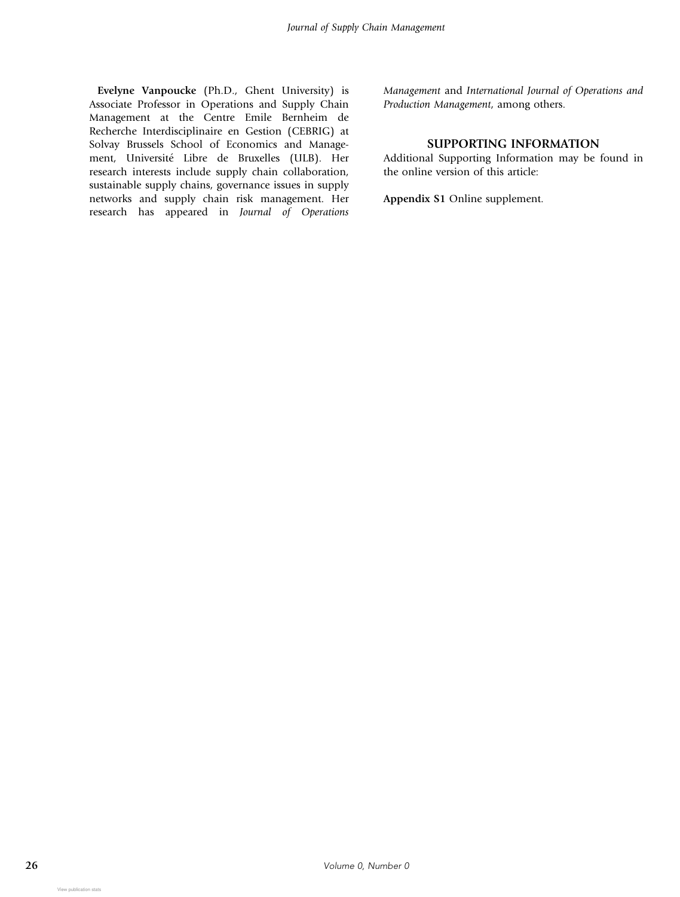**Evelyne Vanpoucke** (Ph.D., Ghent University) is Associate Professor in Operations and Supply Chain Management at the Centre Emile Bernheim de Recherche Interdisciplinaire en Gestion (CEBRIG) at Solvay Brussels School of Economics and Management, Université Libre de Bruxelles (ULB). Her research interests include supply chain collaboration, sustainable supply chains, governance issues in supply networks and supply chain risk management. Her research has appeared in *Journal of Operations Management* and *International Journal of Operations and Production Management*, among others.

## SUPPORTING INFORMATION

Additional Supporting Information may be found in the online version of this article:

**Appendix S1** Online supplement.